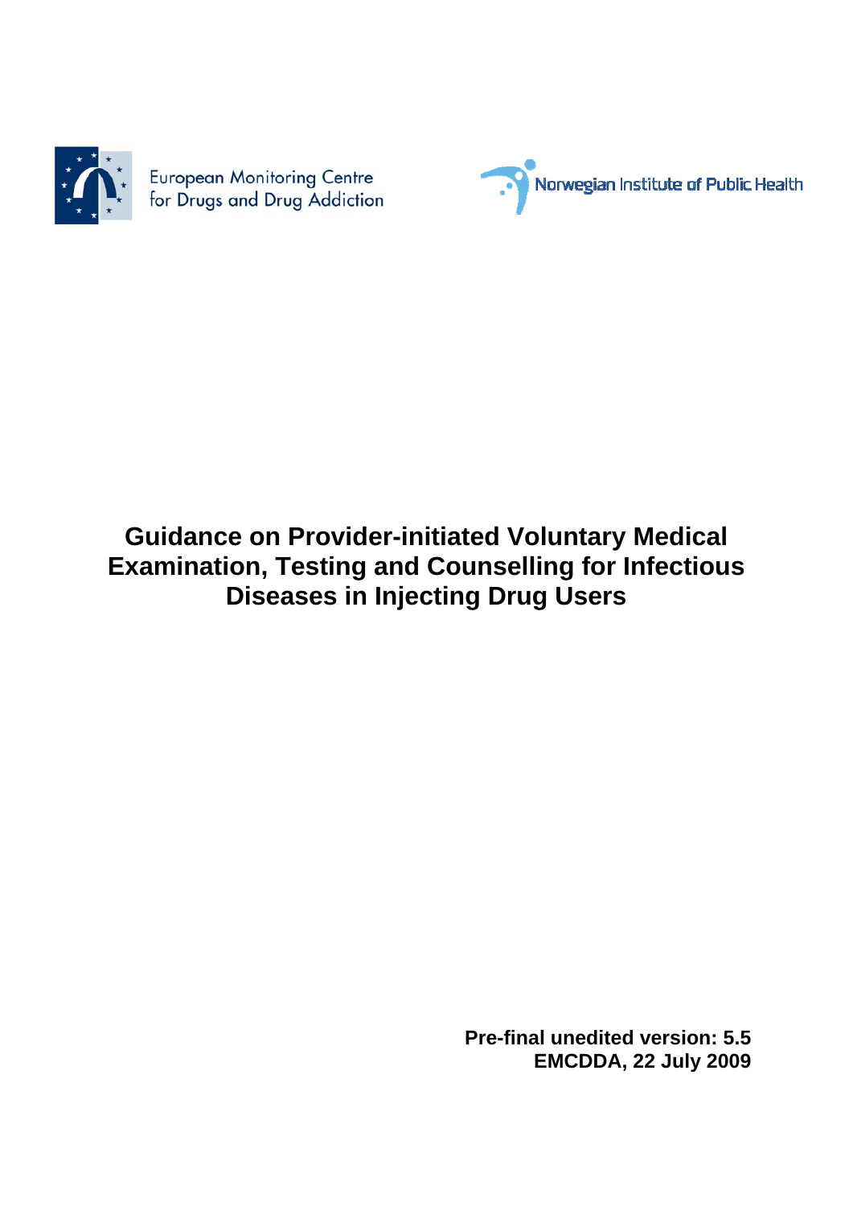European Monitoring Centre for Drugs and Drug Addiction

Norwegian Institute of Public Health

# Guidance on Provider-initiated Voluntary Medical Examination, Testing and Counselling for Infectious Diseases in Injecting Drug Users

**Pre-final unedited version: 5.5**
**EMCDDA, 22 July 2009**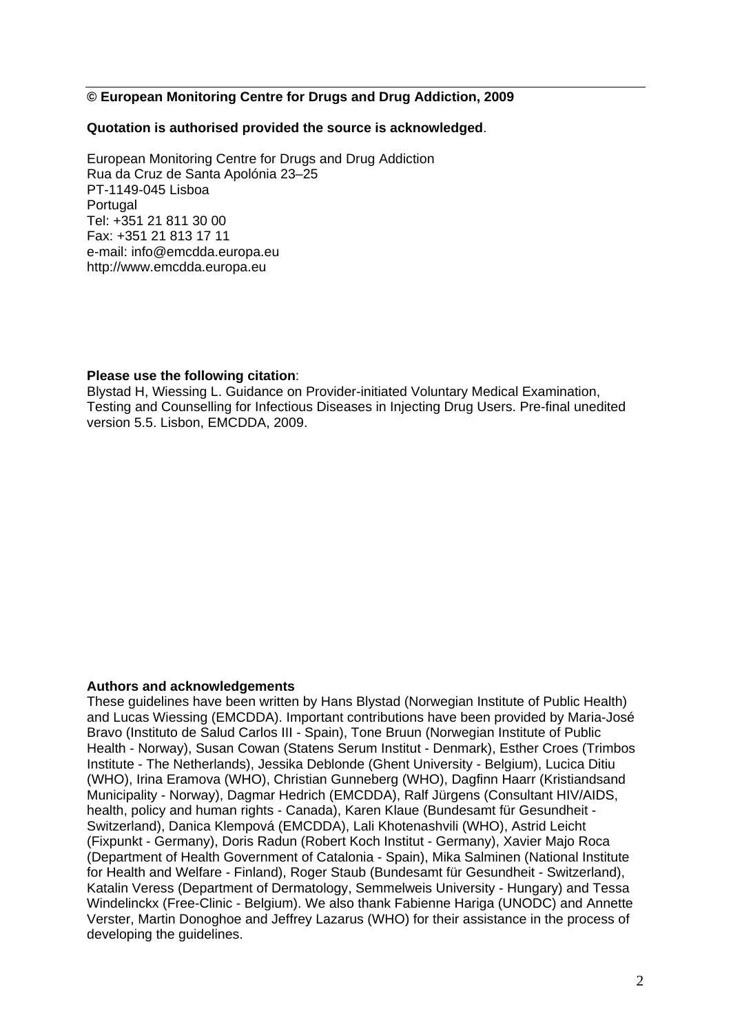**© European Monitoring Centre for Drugs and Drug Addiction, 2009**

**Quotation is authorised provided the source is acknowledged**.

European Monitoring Centre for Drugs and Drug Addiction
Rua da Cruz de Santa Apolónia 23–25
PT-1149-045 Lisboa
Portugal
Tel: +351 21 811 30 00
Fax: +351 21 813 17 11
e-mail: info@emcdda.europa.eu
http://www.emcdda.europa.eu

**Please use the following citation**:
Blystad H, Wiessing L. Guidance on Provider-initiated Voluntary Medical Examination, Testing and Counselling for Infectious Diseases in Injecting Drug Users. Pre-final unedited version 5.5. Lisbon, EMCDDA, 2009.

**Authors and acknowledgements**
These guidelines have been written by Hans Blystad (Norwegian Institute of Public Health) and Lucas Wiessing (EMCDDA). Important contributions have been provided by Maria-José Bravo (Instituto de Salud Carlos III - Spain), Tone Bruun (Norwegian Institute of Public Health - Norway), Susan Cowan (Statens Serum Institut - Denmark), Esther Croes (Trimbos Institute - The Netherlands), Jessika Deblonde (Ghent University - Belgium), Lucica Ditiu (WHO), Irina Eramova (WHO), Christian Gunneberg (WHO), Dagfinn Haarr (Kristiandsand Municipality - Norway), Dagmar Hedrich (EMCDDA), Ralf Jürgens (Consultant HIV/AIDS, health, policy and human rights - Canada), Karen Klaue (Bundesamt für Gesundheit - Switzerland), Danica Klempová (EMCDDA), Lali Khotenashvili (WHO), Astrid Leicht (Fixpunkt - Germany), Doris Radun (Robert Koch Institut - Germany), Xavier Majo Roca (Department of Health Government of Catalonia - Spain), Mika Salminen (National Institute for Health and Welfare - Finland), Roger Staub (Bundesamt für Gesundheit - Switzerland), Katalin Veress (Department of Dermatology, Semmelweis University - Hungary) and Tessa Windelinckx (Free-Clinic - Belgium). We also thank Fabienne Hariga (UNODC) and Annette Verster, Martin Donoghoe and Jeffrey Lazarus (WHO) for their assistance in the process of developing the guidelines.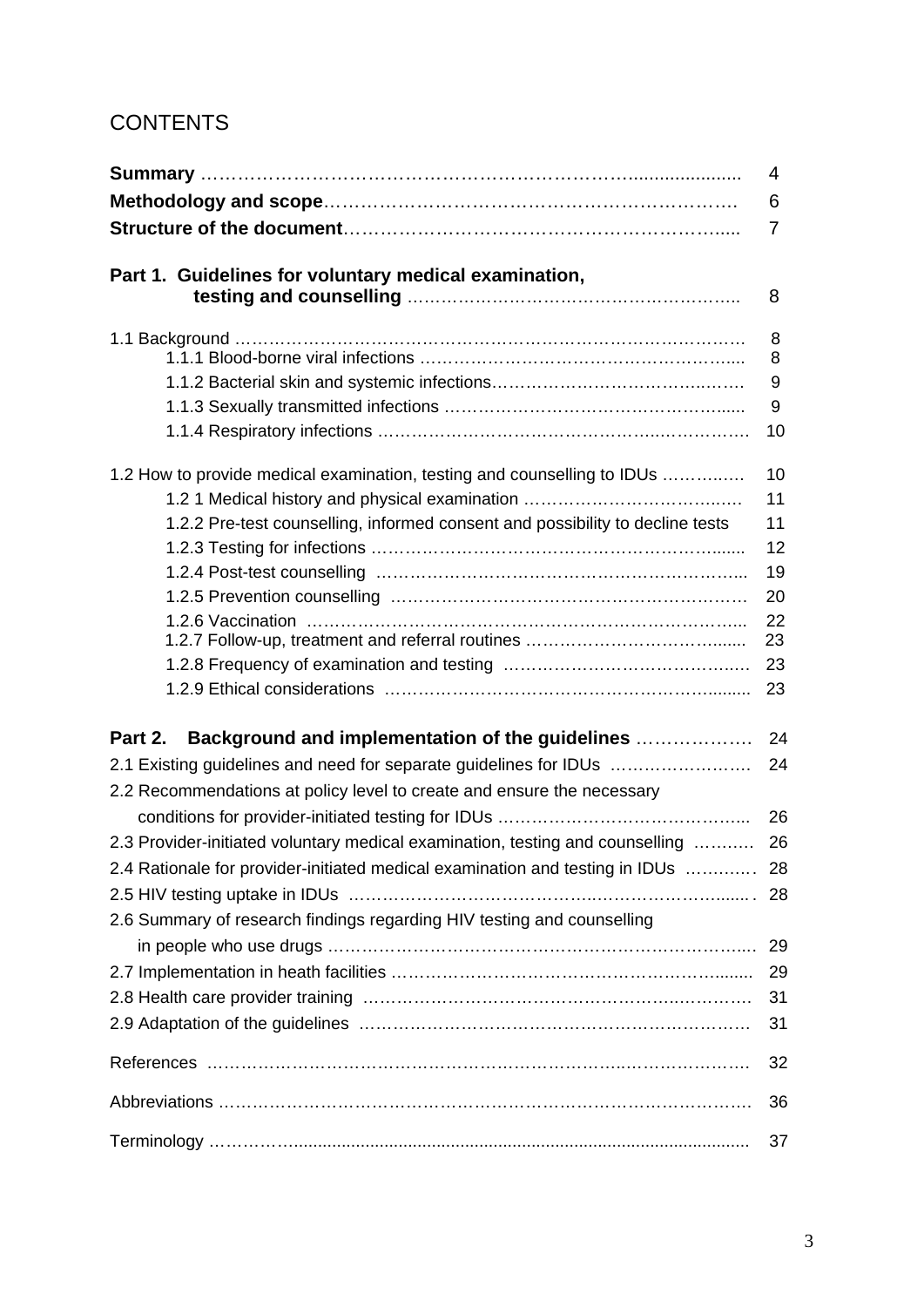# CONTENTS

| | |
|---|---|
| **Summary** | 4 |
| **Methodology and scope** | 6 |
| **Structure of the document** | 7 |
| **Part 1. Guidelines for voluntary medical examination, testing and counselling** | 8 |
| 1.1 Background | 8 |
| 1.1.1 Blood-borne viral infections | 8 |
| 1.1.2 Bacterial skin and systemic infections | 9 |
| 1.1.3 Sexually transmitted infections | 9 |
| 1.1.4 Respiratory infections | 10 |
| 1.2 How to provide medical examination, testing and counselling to IDUs | 10 |
| 1.2 1 Medical history and physical examination | 11 |
| 1.2.2 Pre-test counselling, informed consent and possibility to decline tests | 11 |
| 1.2.3 Testing for infections | 12 |
| 1.2.4 Post-test counselling | 19 |
| 1.2.5 Prevention counselling | 20 |
| 1.2.6 Vaccination | 22 |
| 1.2.7 Follow-up, treatment and referral routines | 23 |
| 1.2.8 Frequency of examination and testing | 23 |
| 1.2.9 Ethical considerations | 23 |
| **Part 2. Background and implementation of the guidelines** | 24 |
| 2.1 Existing guidelines and need for separate guidelines for IDUs | 24 |
| 2.2 Recommendations at policy level to create and ensure the necessary conditions for provider-initiated testing for IDUs | 26 |
| 2.3 Provider-initiated voluntary medical examination, testing and counselling | 26 |
| 2.4 Rationale for provider-initiated medical examination and testing in IDUs | 28 |
| 2.5 HIV testing uptake in IDUs | 28 |
| 2.6 Summary of research findings regarding HIV testing and counselling in people who use drugs | 29 |
| 2.7 Implementation in heath facilities | 29 |
| 2.8 Health care provider training | 31 |
| 2.9 Adaptation of the guidelines | 31 |
| References | 32 |
| Abbreviations | 36 |
| Terminology | 37 |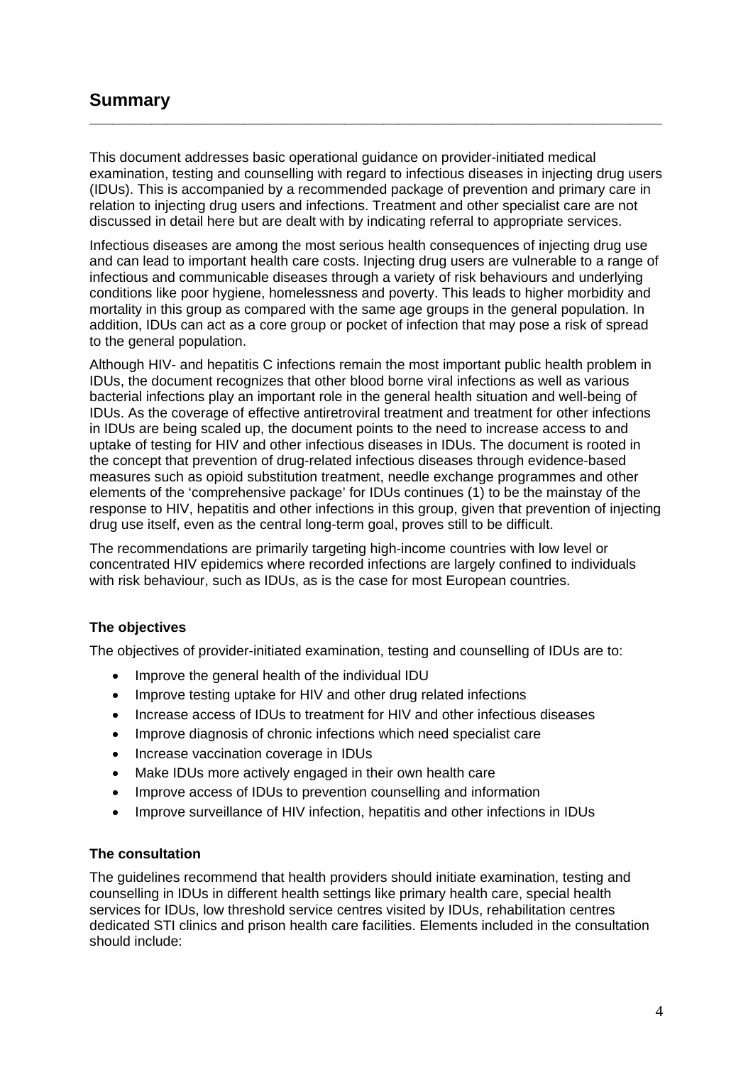## Summary

This document addresses basic operational guidance on provider-initiated medical examination, testing and counselling with regard to infectious diseases in injecting drug users (IDUs). This is accompanied by a recommended package of prevention and primary care in relation to injecting drug users and infections. Treatment and other specialist care are not discussed in detail here but are dealt with by indicating referral to appropriate services.

Infectious diseases are among the most serious health consequences of injecting drug use and can lead to important health care costs. Injecting drug users are vulnerable to a range of infectious and communicable diseases through a variety of risk behaviours and underlying conditions like poor hygiene, homelessness and poverty. This leads to higher morbidity and mortality in this group as compared with the same age groups in the general population. In addition, IDUs can act as a core group or pocket of infection that may pose a risk of spread to the general population.

Although HIV- and hepatitis C infections remain the most important public health problem in IDUs, the document recognizes that other blood borne viral infections as well as various bacterial infections play an important role in the general health situation and well-being of IDUs. As the coverage of effective antiretroviral treatment and treatment for other infections in IDUs are being scaled up, the document points to the need to increase access to and uptake of testing for HIV and other infectious diseases in IDUs. The document is rooted in the concept that prevention of drug-related infectious diseases through evidence-based measures such as opioid substitution treatment, needle exchange programmes and other elements of the 'comprehensive package' for IDUs continues (1) to be the mainstay of the response to HIV, hepatitis and other infections in this group, given that prevention of injecting drug use itself, even as the central long-term goal, proves still to be difficult.

The recommendations are primarily targeting high-income countries with low level or concentrated HIV epidemics where recorded infections are largely confined to individuals with risk behaviour, such as IDUs, as is the case for most European countries.

### The objectives

The objectives of provider-initiated examination, testing and counselling of IDUs are to:

- Improve the general health of the individual IDU
- Improve testing uptake for HIV and other drug related infections
- Increase access of IDUs to treatment for HIV and other infectious diseases
- Improve diagnosis of chronic infections which need specialist care
- Increase vaccination coverage in IDUs
- Make IDUs more actively engaged in their own health care
- Improve access of IDUs to prevention counselling and information
- Improve surveillance of HIV infection, hepatitis and other infections in IDUs

### The consultation

The guidelines recommend that health providers should initiate examination, testing and counselling in IDUs in different health settings like primary health care, special health services for IDUs, low threshold service centres visited by IDUs, rehabilitation centres dedicated STI clinics and prison health care facilities. Elements included in the consultation should include: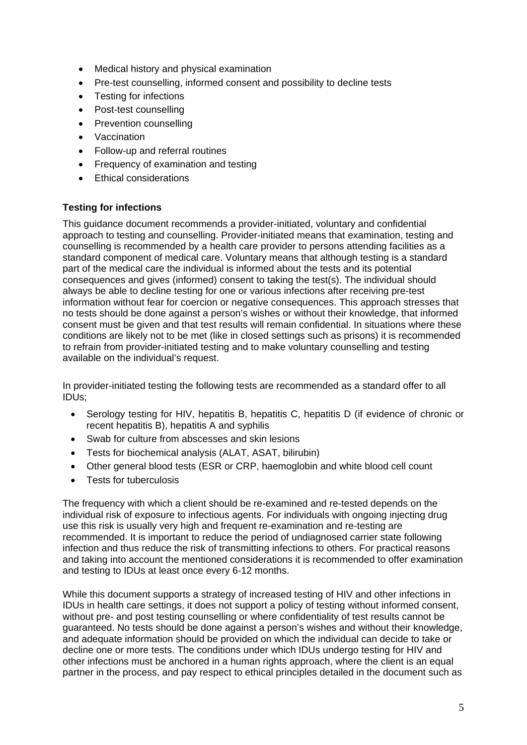- Medical history and physical examination
- Pre-test counselling, informed consent and possibility to decline tests
- Testing for infections
- Post-test counselling
- Prevention counselling
- Vaccination
- Follow-up and referral routines
- Frequency of examination and testing
- Ethical considerations

**Testing for infections**

This guidance document recommends a provider-initiated, voluntary and confidential approach to testing and counselling. Provider-initiated means that examination, testing and counselling is recommended by a health care provider to persons attending facilities as a standard component of medical care. Voluntary means that although testing is a standard part of the medical care the individual is informed about the tests and its potential consequences and gives (informed) consent to taking the test(s). The individual should always be able to decline testing for one or various infections after receiving pre-test information without fear for coercion or negative consequences. This approach stresses that no tests should be done against a person's wishes or without their knowledge, that informed consent must be given and that test results will remain confidential. In situations where these conditions are likely not to be met (like in closed settings such as prisons) it is recommended to refrain from provider-initiated testing and to make voluntary counselling and testing available on the individual's request.

In provider-initiated testing the following tests are recommended as a standard offer to all IDUs;

- Serology testing for HIV, hepatitis B, hepatitis C, hepatitis D (if evidence of chronic or recent hepatitis B), hepatitis A and syphilis
- Swab for culture from abscesses and skin lesions
- Tests for biochemical analysis (ALAT, ASAT, bilirubin)
- Other general blood tests (ESR or CRP, haemoglobin and white blood cell count
- Tests for tuberculosis

The frequency with which a client should be re-examined and re-tested depends on the individual risk of exposure to infectious agents. For individuals with ongoing injecting drug use this risk is usually very high and frequent re-examination and re-testing are recommended. It is important to reduce the period of undiagnosed carrier state following infection and thus reduce the risk of transmitting infections to others. For practical reasons and taking into account the mentioned considerations it is recommended to offer examination and testing to IDUs at least once every 6-12 months.

While this document supports a strategy of increased testing of HIV and other infections in IDUs in health care settings, it does not support a policy of testing without informed consent, without pre- and post testing counselling or where confidentiality of test results cannot be guaranteed. No tests should be done against a person's wishes and without their knowledge, and adequate information should be provided on which the individual can decide to take or decline one or more tests. The conditions under which IDUs undergo testing for HIV and other infections must be anchored in a human rights approach, where the client is an equal partner in the process, and pay respect to ethical principles detailed in the document such as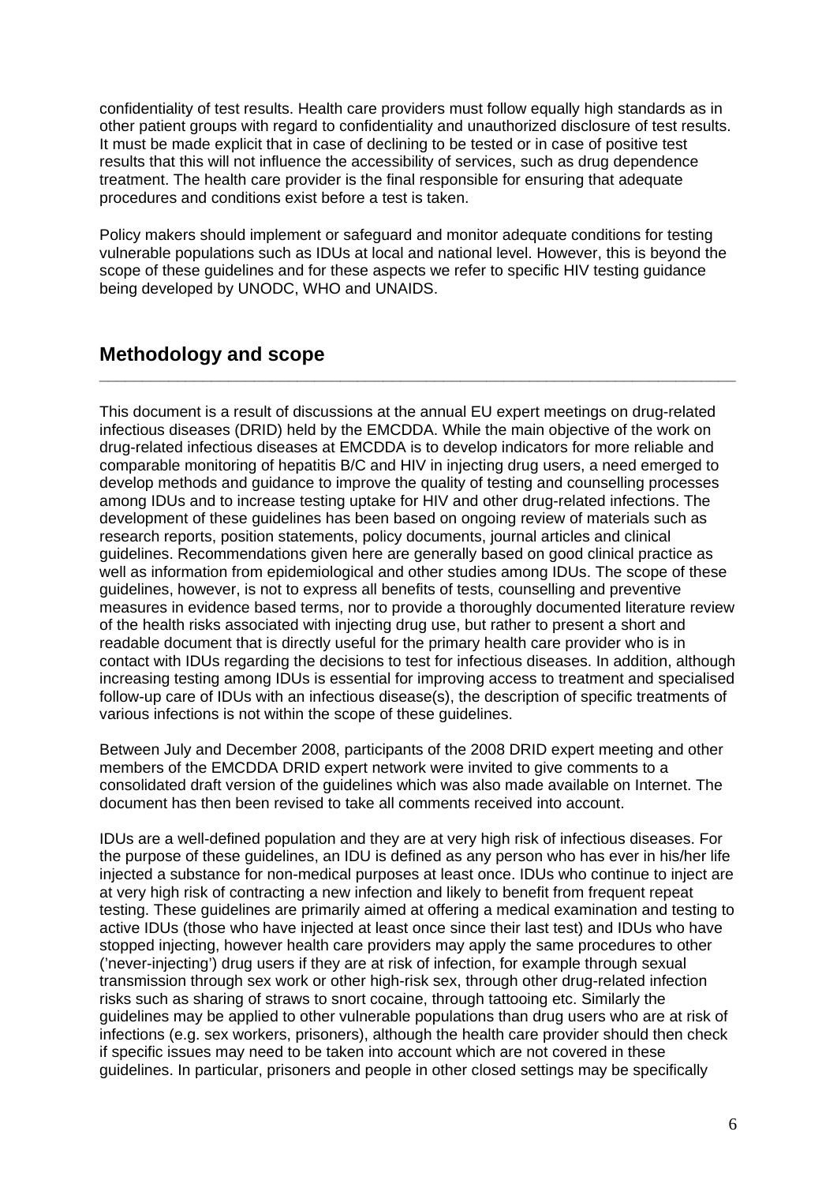confidentiality of test results. Health care providers must follow equally high standards as in other patient groups with regard to confidentiality and unauthorized disclosure of test results. It must be made explicit that in case of declining to be tested or in case of positive test results that this will not influence the accessibility of services, such as drug dependence treatment. The health care provider is the final responsible for ensuring that adequate procedures and conditions exist before a test is taken.

Policy makers should implement or safeguard and monitor adequate conditions for testing vulnerable populations such as IDUs at local and national level. However, this is beyond the scope of these guidelines and for these aspects we refer to specific HIV testing guidance being developed by UNODC, WHO and UNAIDS.

## Methodology and scope

This document is a result of discussions at the annual EU expert meetings on drug-related infectious diseases (DRID) held by the EMCDDA. While the main objective of the work on drug-related infectious diseases at EMCDDA is to develop indicators for more reliable and comparable monitoring of hepatitis B/C and HIV in injecting drug users, a need emerged to develop methods and guidance to improve the quality of testing and counselling processes among IDUs and to increase testing uptake for HIV and other drug-related infections. The development of these guidelines has been based on ongoing review of materials such as research reports, position statements, policy documents, journal articles and clinical guidelines. Recommendations given here are generally based on good clinical practice as well as information from epidemiological and other studies among IDUs. The scope of these guidelines, however, is not to express all benefits of tests, counselling and preventive measures in evidence based terms, nor to provide a thoroughly documented literature review of the health risks associated with injecting drug use, but rather to present a short and readable document that is directly useful for the primary health care provider who is in contact with IDUs regarding the decisions to test for infectious diseases. In addition, although increasing testing among IDUs is essential for improving access to treatment and specialised follow-up care of IDUs with an infectious disease(s), the description of specific treatments of various infections is not within the scope of these guidelines.

Between July and December 2008, participants of the 2008 DRID expert meeting and other members of the EMCDDA DRID expert network were invited to give comments to a consolidated draft version of the guidelines which was also made available on Internet. The document has then been revised to take all comments received into account.

IDUs are a well-defined population and they are at very high risk of infectious diseases. For the purpose of these guidelines, an IDU is defined as any person who has ever in his/her life injected a substance for non-medical purposes at least once. IDUs who continue to inject are at very high risk of contracting a new infection and likely to benefit from frequent repeat testing. These guidelines are primarily aimed at offering a medical examination and testing to active IDUs (those who have injected at least once since their last test) and IDUs who have stopped injecting, however health care providers may apply the same procedures to other ('never-injecting') drug users if they are at risk of infection, for example through sexual transmission through sex work or other high-risk sex, through other drug-related infection risks such as sharing of straws to snort cocaine, through tattooing etc. Similarly the guidelines may be applied to other vulnerable populations than drug users who are at risk of infections (e.g. sex workers, prisoners), although the health care provider should then check if specific issues may need to be taken into account which are not covered in these guidelines. In particular, prisoners and people in other closed settings may be specifically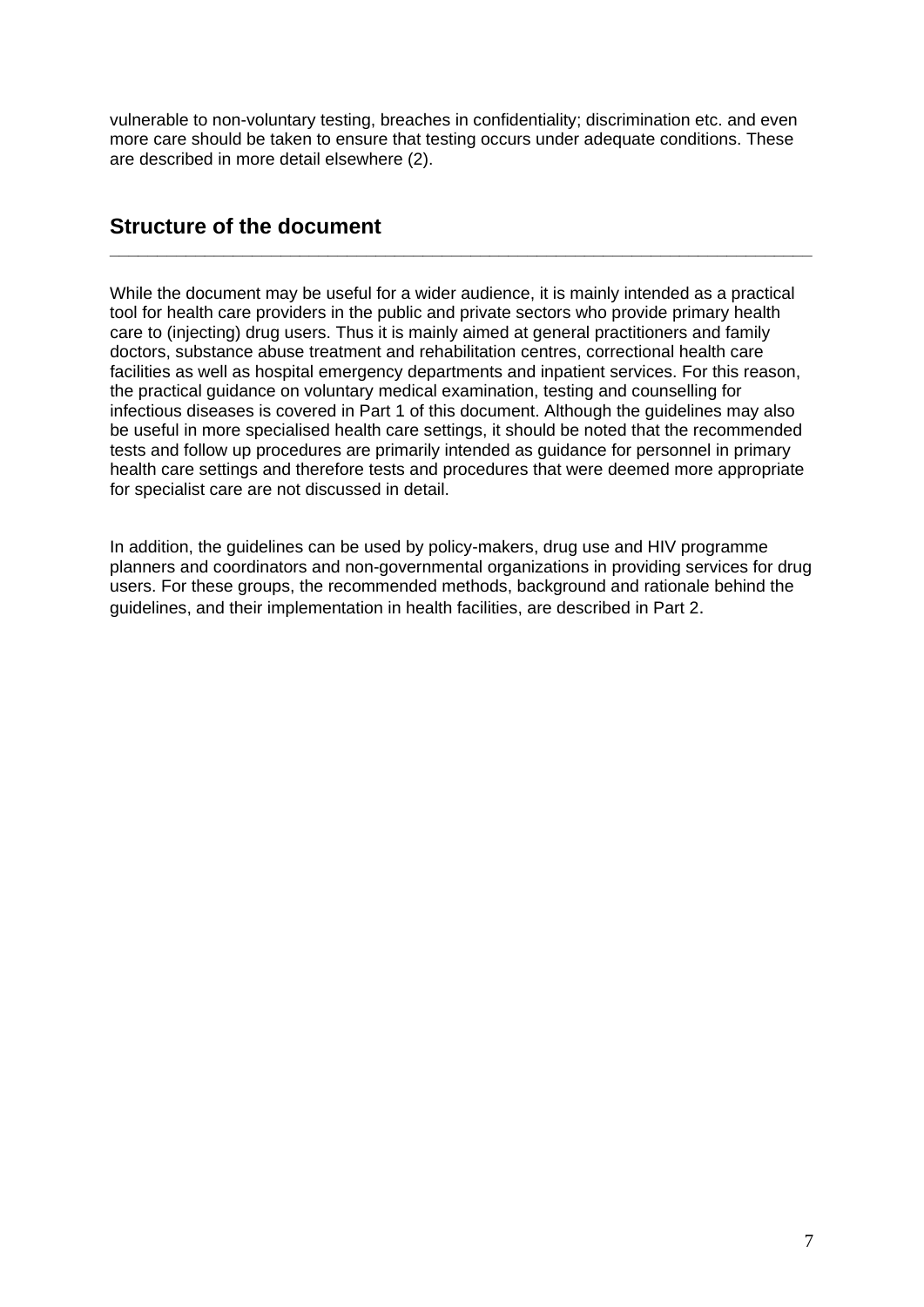vulnerable to non-voluntary testing, breaches in confidentiality; discrimination etc. and even more care should be taken to ensure that testing occurs under adequate conditions. These are described in more detail elsewhere (2).

## Structure of the document

While the document may be useful for a wider audience, it is mainly intended as a practical tool for health care providers in the public and private sectors who provide primary health care to (injecting) drug users. Thus it is mainly aimed at general practitioners and family doctors, substance abuse treatment and rehabilitation centres, correctional health care facilities as well as hospital emergency departments and inpatient services. For this reason, the practical guidance on voluntary medical examination, testing and counselling for infectious diseases is covered in Part 1 of this document. Although the guidelines may also be useful in more specialised health care settings, it should be noted that the recommended tests and follow up procedures are primarily intended as guidance for personnel in primary health care settings and therefore tests and procedures that were deemed more appropriate for specialist care are not discussed in detail.

In addition, the guidelines can be used by policy-makers, drug use and HIV programme planners and coordinators and non-governmental organizations in providing services for drug users. For these groups, the recommended methods, background and rationale behind the guidelines, and their implementation in health facilities, are described in Part 2.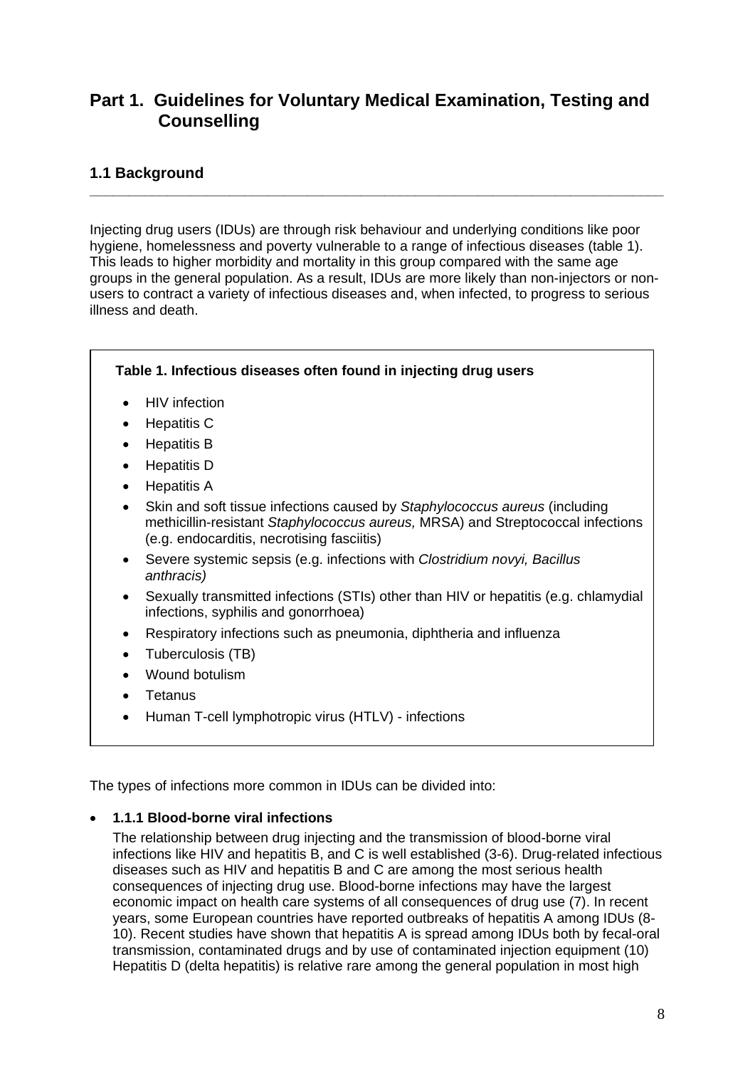# Part 1. Guidelines for Voluntary Medical Examination, Testing and Counselling

## 1.1 Background

Injecting drug users (IDUs) are through risk behaviour and underlying conditions like poor hygiene, homelessness and poverty vulnerable to a range of infectious diseases (table 1). This leads to higher morbidity and mortality in this group compared with the same age groups in the general population. As a result, IDUs are more likely than non-injectors or non-users to contract a variety of infectious diseases and, when infected, to progress to serious illness and death.

**Table 1. Infectious diseases often found in injecting drug users**

- HIV infection
- Hepatitis C
- Hepatitis B
- Hepatitis D
- Hepatitis A
- Skin and soft tissue infections caused by *Staphylococcus aureus* (including methicillin-resistant *Staphylococcus aureus,* MRSA) and Streptococcal infections (e.g. endocarditis, necrotising fasciitis)
- Severe systemic sepsis (e.g. infections with *Clostridium novyi, Bacillus anthracis)*
- Sexually transmitted infections (STIs) other than HIV or hepatitis (e.g. chlamydial infections, syphilis and gonorrhoea)
- Respiratory infections such as pneumonia, diphtheria and influenza
- Tuberculosis (TB)
- Wound botulism
- Tetanus
- Human T-cell lymphotropic virus (HTLV) - infections

The types of infections more common in IDUs can be divided into:

- **1.1.1 Blood-borne viral infections**

  The relationship between drug injecting and the transmission of blood-borne viral infections like HIV and hepatitis B, and C is well established (3-6). Drug-related infectious diseases such as HIV and hepatitis B and C are among the most serious health consequences of injecting drug use. Blood-borne infections may have the largest economic impact on health care systems of all consequences of drug use (7). In recent years, some European countries have reported outbreaks of hepatitis A among IDUs (8-10). Recent studies have shown that hepatitis A is spread among IDUs both by fecal-oral transmission, contaminated drugs and by use of contaminated injection equipment (10) Hepatitis D (delta hepatitis) is relative rare among the general population in most high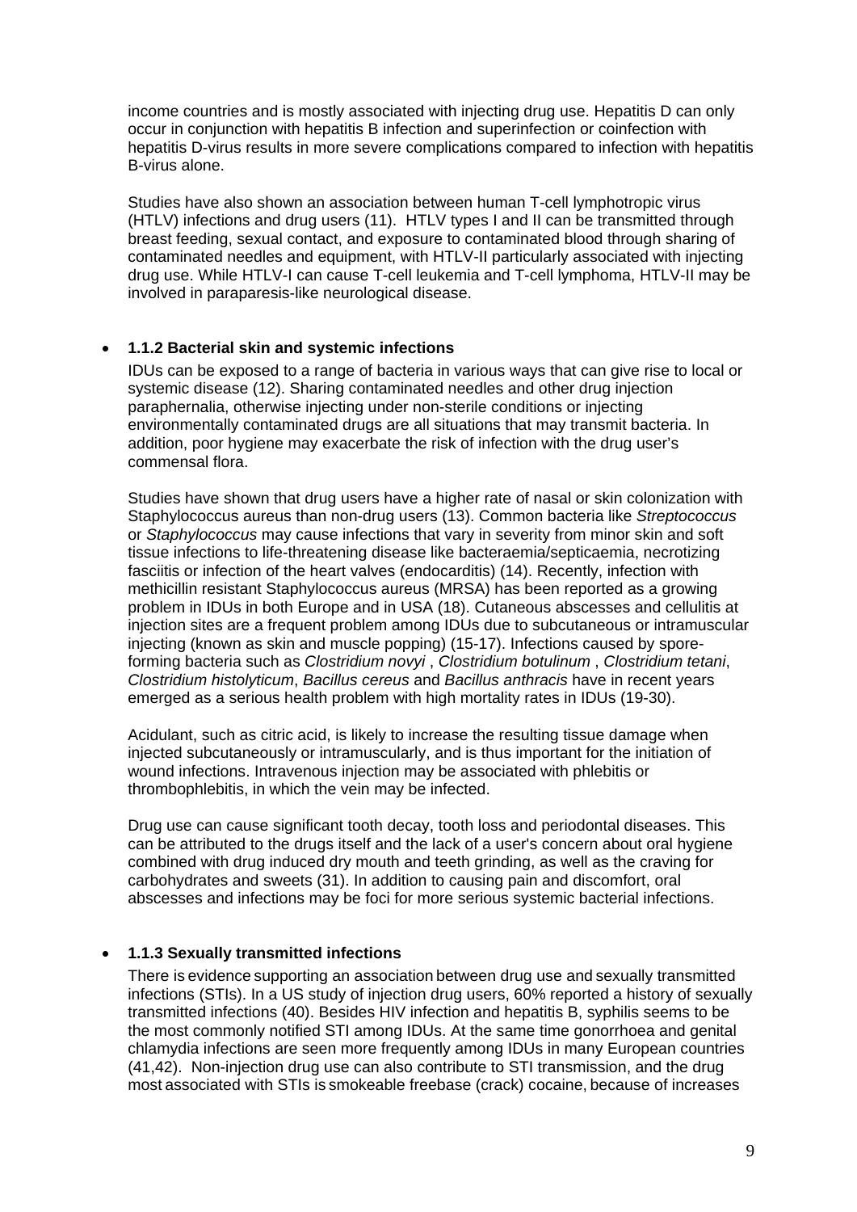income countries and is mostly associated with injecting drug use. Hepatitis D can only occur in conjunction with hepatitis B infection and superinfection or coinfection with hepatitis D-virus results in more severe complications compared to infection with hepatitis B-virus alone.

Studies have also shown an association between human T-cell lymphotropic virus (HTLV) infections and drug users (11). HTLV types I and II can be transmitted through breast feeding, sexual contact, and exposure to contaminated blood through sharing of contaminated needles and equipment, with HTLV-II particularly associated with injecting drug use. While HTLV-I can cause T-cell leukemia and T-cell lymphoma, HTLV-II may be involved in paraparesis-like neurological disease.

- **1.1.2 Bacterial skin and systemic infections**

IDUs can be exposed to a range of bacteria in various ways that can give rise to local or systemic disease (12). Sharing contaminated needles and other drug injection paraphernalia, otherwise injecting under non-sterile conditions or injecting environmentally contaminated drugs are all situations that may transmit bacteria. In addition, poor hygiene may exacerbate the risk of infection with the drug user's commensal flora.

Studies have shown that drug users have a higher rate of nasal or skin colonization with Staphylococcus aureus than non-drug users (13). Common bacteria like *Streptococcus* or *Staphylococcus* may cause infections that vary in severity from minor skin and soft tissue infections to life-threatening disease like bacteraemia/septicaemia, necrotizing fasciitis or infection of the heart valves (endocarditis) (14). Recently, infection with methicillin resistant Staphylococcus aureus (MRSA) has been reported as a growing problem in IDUs in both Europe and in USA (18). Cutaneous abscesses and cellulitis at injection sites are a frequent problem among IDUs due to subcutaneous or intramuscular injecting (known as skin and muscle popping) (15-17). Infections caused by spore-forming bacteria such as *Clostridium novyi* , *Clostridium botulinum* , *Clostridium tetani*, *Clostridium histolyticum*, *Bacillus cereus* and *Bacillus anthracis* have in recent years emerged as a serious health problem with high mortality rates in IDUs (19-30).

Acidulant, such as citric acid, is likely to increase the resulting tissue damage when injected subcutaneously or intramuscularly, and is thus important for the initiation of wound infections. Intravenous injection may be associated with phlebitis or thrombophlebitis, in which the vein may be infected.

Drug use can cause significant tooth decay, tooth loss and periodontal diseases. This can be attributed to the drugs itself and the lack of a user's concern about oral hygiene combined with drug induced dry mouth and teeth grinding, as well as the craving for carbohydrates and sweets (31). In addition to causing pain and discomfort, oral abscesses and infections may be foci for more serious systemic bacterial infections.

- **1.1.3 Sexually transmitted infections**

There is evidence supporting an association between drug use and sexually transmitted infections (STIs). In a US study of injection drug users, 60% reported a history of sexually transmitted infections (40). Besides HIV infection and hepatitis B, syphilis seems to be the most commonly notified STI among IDUs. At the same time gonorrhoea and genital chlamydia infections are seen more frequently among IDUs in many European countries (41,42). Non-injection drug use can also contribute to STI transmission, and the drug most associated with STIs is smokeable freebase (crack) cocaine, because of increases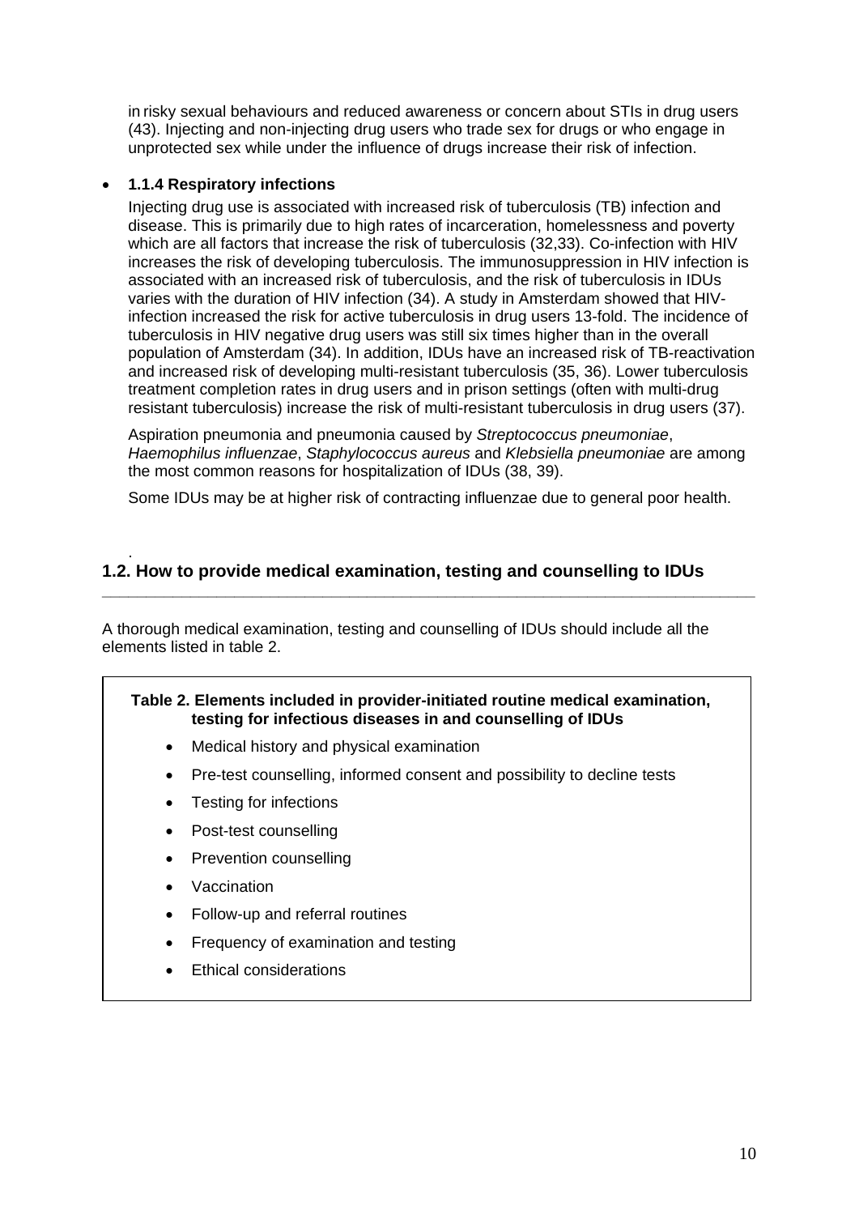in risky sexual behaviours and reduced awareness or concern about STIs in drug users (43). Injecting and non-injecting drug users who trade sex for drugs or who engage in unprotected sex while under the influence of drugs increase their risk of infection.

- **1.1.4 Respiratory infections**

Injecting drug use is associated with increased risk of tuberculosis (TB) infection and disease. This is primarily due to high rates of incarceration, homelessness and poverty which are all factors that increase the risk of tuberculosis (32,33). Co-infection with HIV increases the risk of developing tuberculosis. The immunosuppression in HIV infection is associated with an increased risk of tuberculosis, and the risk of tuberculosis in IDUs varies with the duration of HIV infection (34). A study in Amsterdam showed that HIV-infection increased the risk for active tuberculosis in drug users 13-fold. The incidence of tuberculosis in HIV negative drug users was still six times higher than in the overall population of Amsterdam (34). In addition, IDUs have an increased risk of TB-reactivation and increased risk of developing multi-resistant tuberculosis (35, 36). Lower tuberculosis treatment completion rates in drug users and in prison settings (often with multi-drug resistant tuberculosis) increase the risk of multi-resistant tuberculosis in drug users (37).

Aspiration pneumonia and pneumonia caused by *Streptococcus pneumoniae*, *Haemophilus influenzae*, *Staphylococcus aureus* and *Klebsiella pneumoniae* are among the most common reasons for hospitalization of IDUs (38, 39).

Some IDUs may be at higher risk of contracting influenzae due to general poor health.

## 1.2. How to provide medical examination, testing and counselling to IDUs

A thorough medical examination, testing and counselling of IDUs should include all the elements listed in table 2.

**Table 2. Elements included in provider-initiated routine medical examination, testing for infectious diseases in and counselling of IDUs**

- Medical history and physical examination
- Pre-test counselling, informed consent and possibility to decline tests
- Testing for infections
- Post-test counselling
- Prevention counselling
- Vaccination
- Follow-up and referral routines
- Frequency of examination and testing
- Ethical considerations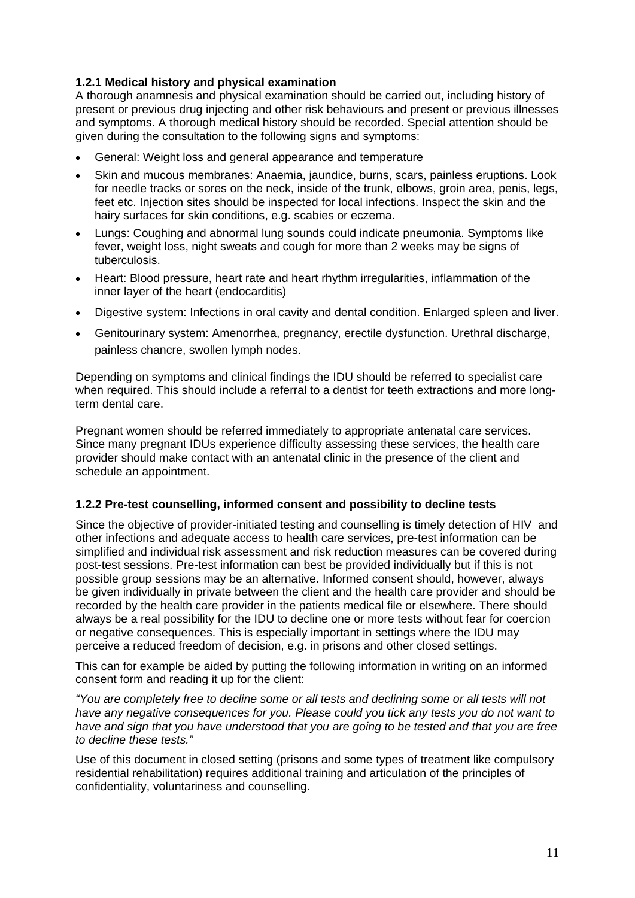### 1.2.1 Medical history and physical examination

A thorough anamnesis and physical examination should be carried out, including history of present or previous drug injecting and other risk behaviours and present or previous illnesses and symptoms. A thorough medical history should be recorded. Special attention should be given during the consultation to the following signs and symptoms:

- General: Weight loss and general appearance and temperature
- Skin and mucous membranes: Anaemia, jaundice, burns, scars, painless eruptions. Look for needle tracks or sores on the neck, inside of the trunk, elbows, groin area, penis, legs, feet etc. Injection sites should be inspected for local infections. Inspect the skin and the hairy surfaces for skin conditions, e.g. scabies or eczema.
- Lungs: Coughing and abnormal lung sounds could indicate pneumonia. Symptoms like fever, weight loss, night sweats and cough for more than 2 weeks may be signs of tuberculosis.
- Heart: Blood pressure, heart rate and heart rhythm irregularities, inflammation of the inner layer of the heart (endocarditis)
- Digestive system: Infections in oral cavity and dental condition. Enlarged spleen and liver.
- Genitourinary system: Amenorrhea, pregnancy, erectile dysfunction. Urethral discharge, painless chancre, swollen lymph nodes.

Depending on symptoms and clinical findings the IDU should be referred to specialist care when required. This should include a referral to a dentist for teeth extractions and more long-term dental care.

Pregnant women should be referred immediately to appropriate antenatal care services. Since many pregnant IDUs experience difficulty assessing these services, the health care provider should make contact with an antenatal clinic in the presence of the client and schedule an appointment.

### 1.2.2 Pre-test counselling, informed consent and possibility to decline tests

Since the objective of provider-initiated testing and counselling is timely detection of HIV and other infections and adequate access to health care services, pre-test information can be simplified and individual risk assessment and risk reduction measures can be covered during post-test sessions. Pre-test information can best be provided individually but if this is not possible group sessions may be an alternative. Informed consent should, however, always be given individually in private between the client and the health care provider and should be recorded by the health care provider in the patients medical file or elsewhere. There should always be a real possibility for the IDU to decline one or more tests without fear for coercion or negative consequences. This is especially important in settings where the IDU may perceive a reduced freedom of decision, e.g. in prisons and other closed settings.

This can for example be aided by putting the following information in writing on an informed consent form and reading it up for the client:

*"You are completely free to decline some or all tests and declining some or all tests will not have any negative consequences for you. Please could you tick any tests you do not want to have and sign that you have understood that you are going to be tested and that you are free to decline these tests."*

Use of this document in closed setting (prisons and some types of treatment like compulsory residential rehabilitation) requires additional training and articulation of the principles of confidentiality, voluntariness and counselling.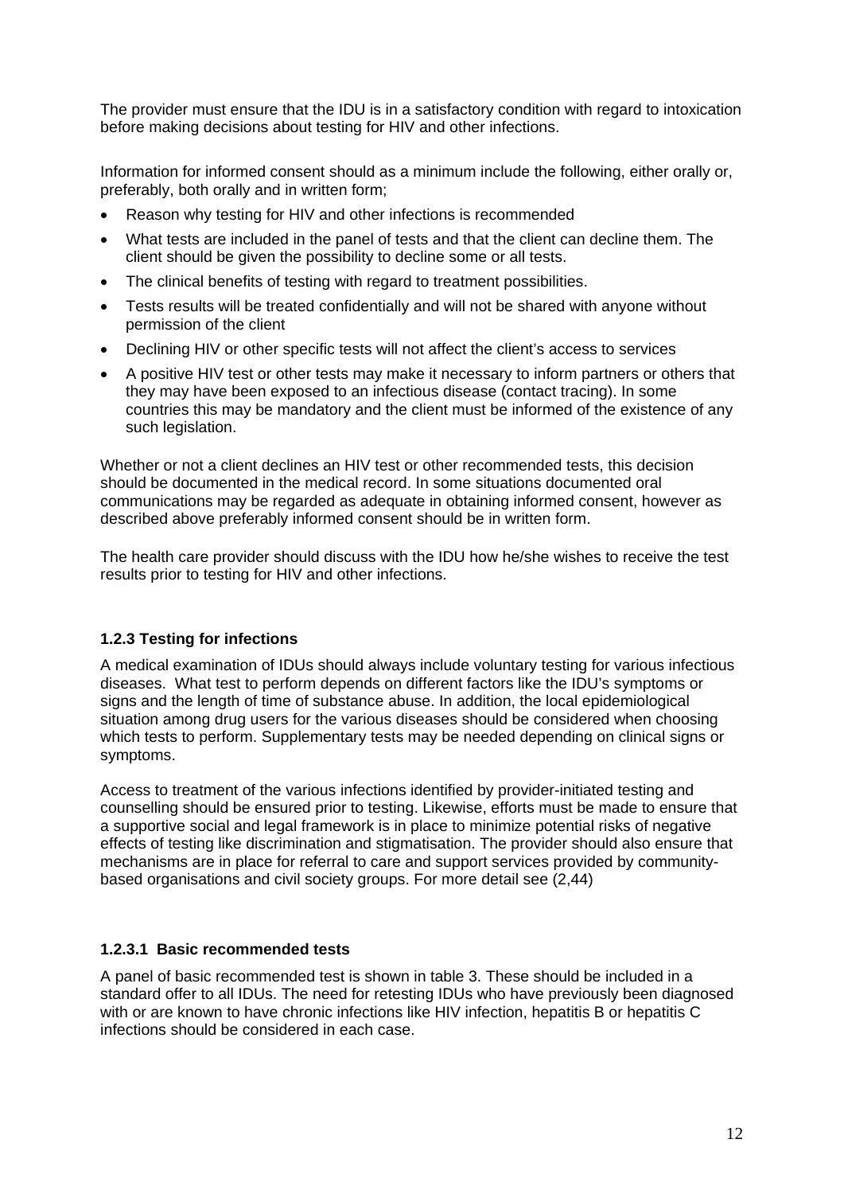The provider must ensure that the IDU is in a satisfactory condition with regard to intoxication before making decisions about testing for HIV and other infections.

Information for informed consent should as a minimum include the following, either orally or, preferably, both orally and in written form;

- Reason why testing for HIV and other infections is recommended
- What tests are included in the panel of tests and that the client can decline them. The client should be given the possibility to decline some or all tests.
- The clinical benefits of testing with regard to treatment possibilities.
- Tests results will be treated confidentially and will not be shared with anyone without permission of the client
- Declining HIV or other specific tests will not affect the client's access to services
- A positive HIV test or other tests may make it necessary to inform partners or others that they may have been exposed to an infectious disease (contact tracing). In some countries this may be mandatory and the client must be informed of the existence of any such legislation.

Whether or not a client declines an HIV test or other recommended tests, this decision should be documented in the medical record. In some situations documented oral communications may be regarded as adequate in obtaining informed consent, however as described above preferably informed consent should be in written form.

The health care provider should discuss with the IDU how he/she wishes to receive the test results prior to testing for HIV and other infections.

### 1.2.3 Testing for infections

A medical examination of IDUs should always include voluntary testing for various infectious diseases. What test to perform depends on different factors like the IDU's symptoms or signs and the length of time of substance abuse. In addition, the local epidemiological situation among drug users for the various diseases should be considered when choosing which tests to perform. Supplementary tests may be needed depending on clinical signs or symptoms.

Access to treatment of the various infections identified by provider-initiated testing and counselling should be ensured prior to testing. Likewise, efforts must be made to ensure that a supportive social and legal framework is in place to minimize potential risks of negative effects of testing like discrimination and stigmatisation. The provider should also ensure that mechanisms are in place for referral to care and support services provided by community-based organisations and civil society groups. For more detail see (2,44)

#### 1.2.3.1 Basic recommended tests

A panel of basic recommended test is shown in table 3. These should be included in a standard offer to all IDUs. The need for retesting IDUs who have previously been diagnosed with or are known to have chronic infections like HIV infection, hepatitis B or hepatitis C infections should be considered in each case.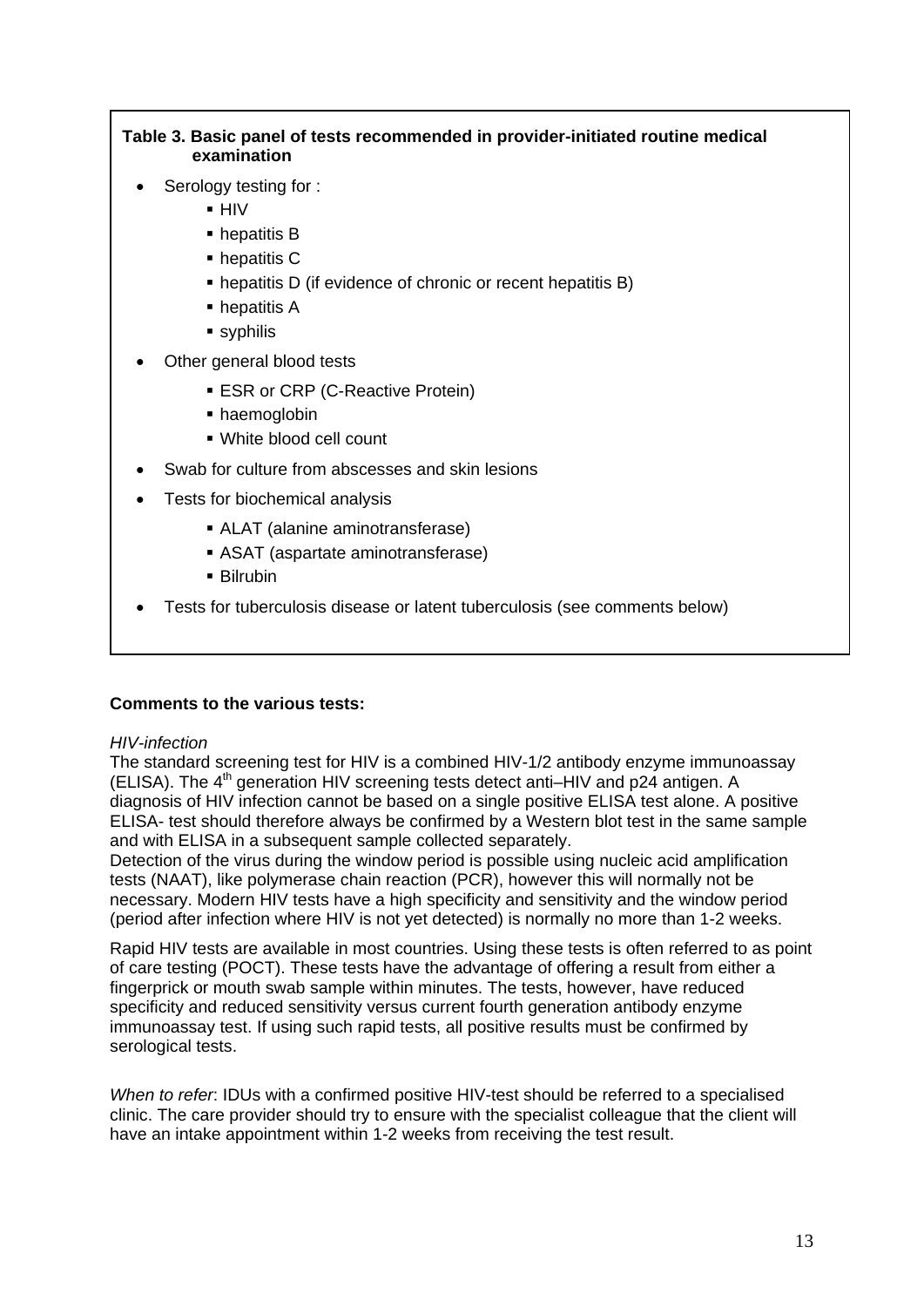**Table 3. Basic panel of tests recommended in provider-initiated routine medical examination**

- Serology testing for :
  - HIV
  - hepatitis B
  - hepatitis C
  - hepatitis D (if evidence of chronic or recent hepatitis B)
  - hepatitis A
  - syphilis
- Other general blood tests
  - ESR or CRP (C-Reactive Protein)
  - haemoglobin
  - White blood cell count
- Swab for culture from abscesses and skin lesions
- Tests for biochemical analysis
  - ALAT (alanine aminotransferase)
  - ASAT (aspartate aminotransferase)
  - Bilrubin
- Tests for tuberculosis disease or latent tuberculosis (see comments below)

**Comments to the various tests:**

*HIV-infection*

The standard screening test for HIV is a combined HIV-1/2 antibody enzyme immunoassay (ELISA). The 4th generation HIV screening tests detect anti–HIV and p24 antigen. A diagnosis of HIV infection cannot be based on a single positive ELISA test alone. A positive ELISA- test should therefore always be confirmed by a Western blot test in the same sample and with ELISA in a subsequent sample collected separately.

Detection of the virus during the window period is possible using nucleic acid amplification tests (NAAT), like polymerase chain reaction (PCR), however this will normally not be necessary. Modern HIV tests have a high specificity and sensitivity and the window period (period after infection where HIV is not yet detected) is normally no more than 1-2 weeks.

Rapid HIV tests are available in most countries. Using these tests is often referred to as point of care testing (POCT). These tests have the advantage of offering a result from either a fingerprick or mouth swab sample within minutes. The tests, however, have reduced specificity and reduced sensitivity versus current fourth generation antibody enzyme immunoassay test. If using such rapid tests, all positive results must be confirmed by serological tests.

*When to refer*: IDUs with a confirmed positive HIV-test should be referred to a specialised clinic. The care provider should try to ensure with the specialist colleague that the client will have an intake appointment within 1-2 weeks from receiving the test result.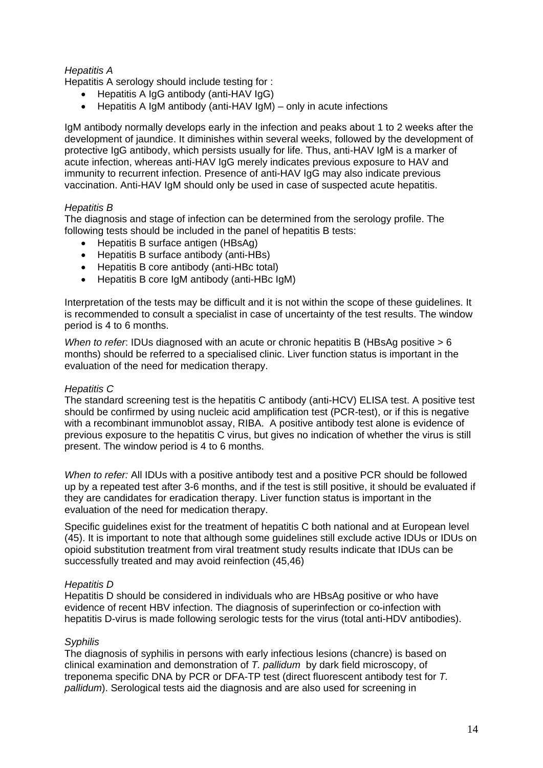*Hepatitis A*

Hepatitis A serology should include testing for :

- Hepatitis A IgG antibody (anti-HAV IgG)
- Hepatitis A IgM antibody (anti-HAV IgM) – only in acute infections

IgM antibody normally develops early in the infection and peaks about 1 to 2 weeks after the development of jaundice. It diminishes within several weeks, followed by the development of protective IgG antibody, which persists usually for life. Thus, anti-HAV IgM is a marker of acute infection, whereas anti-HAV IgG merely indicates previous exposure to HAV and immunity to recurrent infection. Presence of anti-HAV IgG may also indicate previous vaccination. Anti-HAV IgM should only be used in case of suspected acute hepatitis.

*Hepatitis B*

The diagnosis and stage of infection can be determined from the serology profile. The following tests should be included in the panel of hepatitis B tests:

- Hepatitis B surface antigen (HBsAg)
- Hepatitis B surface antibody (anti-HBs)
- Hepatitis B core antibody (anti-HBc total)
- Hepatitis B core IgM antibody (anti-HBc IgM)

Interpretation of the tests may be difficult and it is not within the scope of these guidelines. It is recommended to consult a specialist in case of uncertainty of the test results. The window period is 4 to 6 months.

*When to refer*: IDUs diagnosed with an acute or chronic hepatitis B (HBsAg positive > 6 months) should be referred to a specialised clinic. Liver function status is important in the evaluation of the need for medication therapy.

*Hepatitis C*

The standard screening test is the hepatitis C antibody (anti-HCV) ELISA test. A positive test should be confirmed by using nucleic acid amplification test (PCR-test), or if this is negative with a recombinant immunoblot assay, RIBA. A positive antibody test alone is evidence of previous exposure to the hepatitis C virus, but gives no indication of whether the virus is still present. The window period is 4 to 6 months.

*When to refer:* All IDUs with a positive antibody test and a positive PCR should be followed up by a repeated test after 3-6 months, and if the test is still positive, it should be evaluated if they are candidates for eradication therapy. Liver function status is important in the evaluation of the need for medication therapy.

Specific guidelines exist for the treatment of hepatitis C both national and at European level (45). It is important to note that although some guidelines still exclude active IDUs or IDUs on opioid substitution treatment from viral treatment study results indicate that IDUs can be successfully treated and may avoid reinfection (45,46)

*Hepatitis D*

Hepatitis D should be considered in individuals who are HBsAg positive or who have evidence of recent HBV infection. The diagnosis of superinfection or co-infection with hepatitis D-virus is made following serologic tests for the virus (total anti-HDV antibodies).

*Syphilis*

The diagnosis of syphilis in persons with early infectious lesions (chancre) is based on clinical examination and demonstration of *T. pallidum* by dark field microscopy, of treponema specific DNA by PCR or DFA-TP test (direct fluorescent antibody test for *T. pallidum*). Serological tests aid the diagnosis and are also used for screening in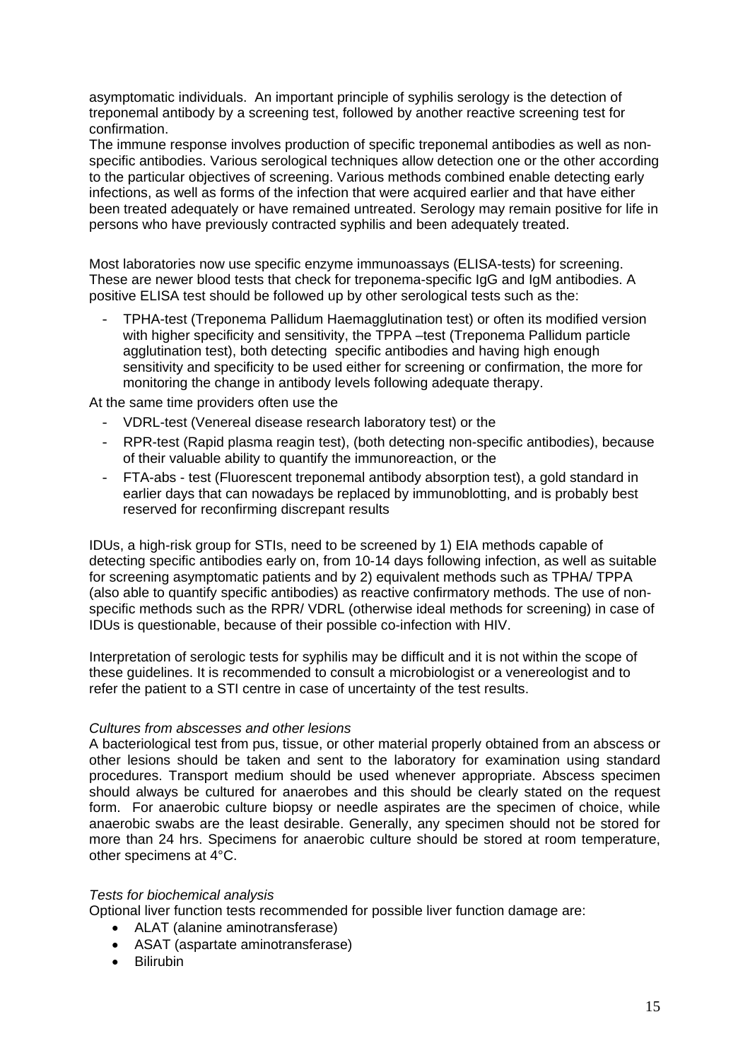asymptomatic individuals. An important principle of syphilis serology is the detection of treponemal antibody by a screening test, followed by another reactive screening test for confirmation.

The immune response involves production of specific treponemal antibodies as well as non-specific antibodies. Various serological techniques allow detection one or the other according to the particular objectives of screening. Various methods combined enable detecting early infections, as well as forms of the infection that were acquired earlier and that have either been treated adequately or have remained untreated. Serology may remain positive for life in persons who have previously contracted syphilis and been adequately treated.

Most laboratories now use specific enzyme immunoassays (ELISA-tests) for screening. These are newer blood tests that check for treponema-specific IgG and IgM antibodies. A positive ELISA test should be followed up by other serological tests such as the:

- TPHA-test (Treponema Pallidum Haemagglutination test) or often its modified version with higher specificity and sensitivity, the TPPA –test (Treponema Pallidum particle agglutination test), both detecting specific antibodies and having high enough sensitivity and specificity to be used either for screening or confirmation, the more for monitoring the change in antibody levels following adequate therapy.

At the same time providers often use the

- VDRL-test (Venereal disease research laboratory test) or the
- RPR-test (Rapid plasma reagin test), (both detecting non-specific antibodies), because of their valuable ability to quantify the immunoreaction, or the
- FTA-abs - test (Fluorescent treponemal antibody absorption test), a gold standard in earlier days that can nowadays be replaced by immunoblotting, and is probably best reserved for reconfirming discrepant results

IDUs, a high-risk group for STIs, need to be screened by 1) EIA methods capable of detecting specific antibodies early on, from 10-14 days following infection, as well as suitable for screening asymptomatic patients and by 2) equivalent methods such as TPHA/ TPPA (also able to quantify specific antibodies) as reactive confirmatory methods. The use of non-specific methods such as the RPR/ VDRL (otherwise ideal methods for screening) in case of IDUs is questionable, because of their possible co-infection with HIV.

Interpretation of serologic tests for syphilis may be difficult and it is not within the scope of these guidelines. It is recommended to consult a microbiologist or a venereologist and to refer the patient to a STI centre in case of uncertainty of the test results.

*Cultures from abscesses and other lesions*

A bacteriological test from pus, tissue, or other material properly obtained from an abscess or other lesions should be taken and sent to the laboratory for examination using standard procedures. Transport medium should be used whenever appropriate. Abscess specimen should always be cultured for anaerobes and this should be clearly stated on the request form. For anaerobic culture biopsy or needle aspirates are the specimen of choice, while anaerobic swabs are the least desirable. Generally, any specimen should not be stored for more than 24 hrs. Specimens for anaerobic culture should be stored at room temperature, other specimens at 4°C.

*Tests for biochemical analysis*

Optional liver function tests recommended for possible liver function damage are:

- ALAT (alanine aminotransferase)
- ASAT (aspartate aminotransferase)
- Bilirubin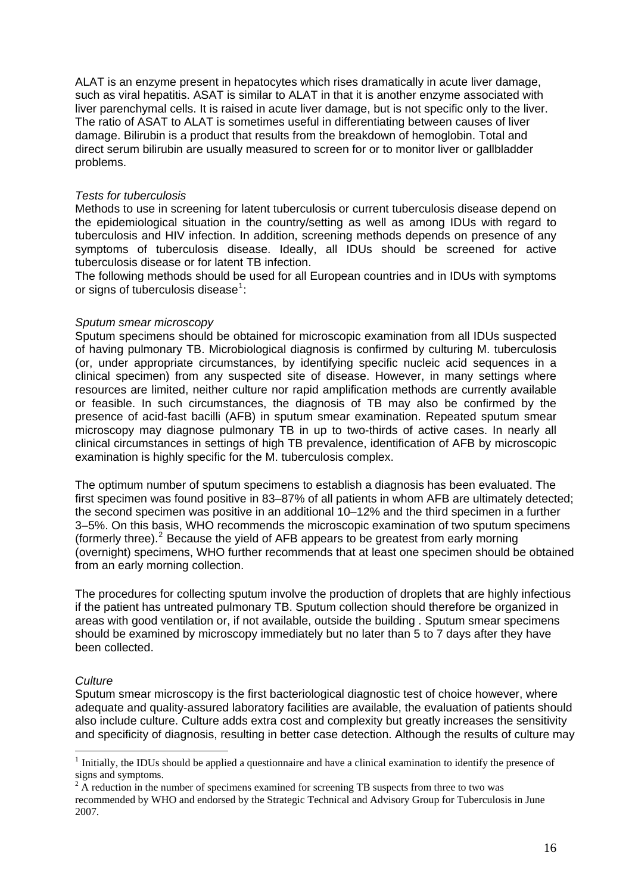ALAT is an enzyme present in hepatocytes which rises dramatically in acute liver damage, such as viral hepatitis. ASAT is similar to ALAT in that it is another enzyme associated with liver parenchymal cells. It is raised in acute liver damage, but is not specific only to the liver. The ratio of ASAT to ALAT is sometimes useful in differentiating between causes of liver damage. Bilirubin is a product that results from the breakdown of hemoglobin. Total and direct serum bilirubin are usually measured to screen for or to monitor liver or gallbladder problems.

*Tests for tuberculosis*

Methods to use in screening for latent tuberculosis or current tuberculosis disease depend on the epidemiological situation in the country/setting as well as among IDUs with regard to tuberculosis and HIV infection. In addition, screening methods depends on presence of any symptoms of tuberculosis disease. Ideally, all IDUs should be screened for active tuberculosis disease or for latent TB infection.

The following methods should be used for all European countries and in IDUs with symptoms or signs of tuberculosis disease[1]:

*Sputum smear microscopy*

Sputum specimens should be obtained for microscopic examination from all IDUs suspected of having pulmonary TB. Microbiological diagnosis is confirmed by culturing M. tuberculosis (or, under appropriate circumstances, by identifying specific nucleic acid sequences in a clinical specimen) from any suspected site of disease. However, in many settings where resources are limited, neither culture nor rapid amplification methods are currently available or feasible. In such circumstances, the diagnosis of TB may also be confirmed by the presence of acid-fast bacilli (AFB) in sputum smear examination. Repeated sputum smear microscopy may diagnose pulmonary TB in up to two-thirds of active cases. In nearly all clinical circumstances in settings of high TB prevalence, identification of AFB by microscopic examination is highly specific for the M. tuberculosis complex.

The optimum number of sputum specimens to establish a diagnosis has been evaluated. The first specimen was found positive in 83–87% of all patients in whom AFB are ultimately detected; the second specimen was positive in an additional 10–12% and the third specimen in a further 3–5%. On this basis, WHO recommends the microscopic examination of two sputum specimens (formerly three).[2] Because the yield of AFB appears to be greatest from early morning (overnight) specimens, WHO further recommends that at least one specimen should be obtained from an early morning collection.

The procedures for collecting sputum involve the production of droplets that are highly infectious if the patient has untreated pulmonary TB. Sputum collection should therefore be organized in areas with good ventilation or, if not available, outside the building . Sputum smear specimens should be examined by microscopy immediately but no later than 5 to 7 days after they have been collected.

*Culture*

Sputum smear microscopy is the first bacteriological diagnostic test of choice however, where adequate and quality-assured laboratory facilities are available, the evaluation of patients should also include culture. Culture adds extra cost and complexity but greatly increases the sensitivity and specificity of diagnosis, resulting in better case detection. Although the results of culture may

---

[1] Initially, the IDUs should be applied a questionnaire and have a clinical examination to identify the presence of signs and symptoms.

[2] A reduction in the number of specimens examined for screening TB suspects from three to two was recommended by WHO and endorsed by the Strategic Technical and Advisory Group for Tuberculosis in June 2007.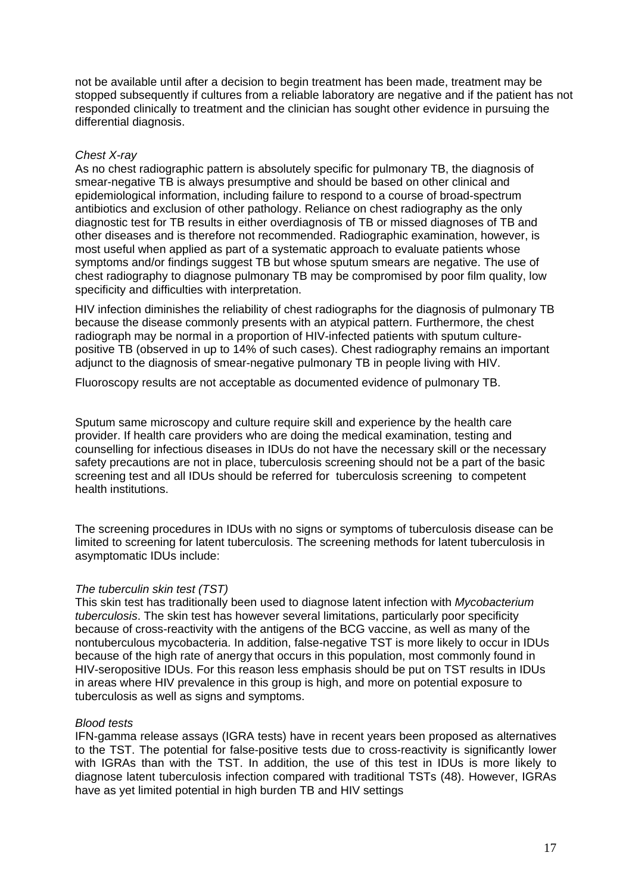not be available until after a decision to begin treatment has been made, treatment may be stopped subsequently if cultures from a reliable laboratory are negative and if the patient has not responded clinically to treatment and the clinician has sought other evidence in pursuing the differential diagnosis.

*Chest X-ray*
As no chest radiographic pattern is absolutely specific for pulmonary TB, the diagnosis of smear-negative TB is always presumptive and should be based on other clinical and epidemiological information, including failure to respond to a course of broad-spectrum antibiotics and exclusion of other pathology. Reliance on chest radiography as the only diagnostic test for TB results in either overdiagnosis of TB or missed diagnoses of TB and other diseases and is therefore not recommended. Radiographic examination, however, is most useful when applied as part of a systematic approach to evaluate patients whose symptoms and/or findings suggest TB but whose sputum smears are negative. The use of chest radiography to diagnose pulmonary TB may be compromised by poor film quality, low specificity and difficulties with interpretation.

HIV infection diminishes the reliability of chest radiographs for the diagnosis of pulmonary TB because the disease commonly presents with an atypical pattern. Furthermore, the chest radiograph may be normal in a proportion of HIV-infected patients with sputum culture-positive TB (observed in up to 14% of such cases). Chest radiography remains an important adjunct to the diagnosis of smear-negative pulmonary TB in people living with HIV.

Fluoroscopy results are not acceptable as documented evidence of pulmonary TB.

Sputum same microscopy and culture require skill and experience by the health care provider. If health care providers who are doing the medical examination, testing and counselling for infectious diseases in IDUs do not have the necessary skill or the necessary safety precautions are not in place, tuberculosis screening should not be a part of the basic screening test and all IDUs should be referred for tuberculosis screening to competent health institutions.

The screening procedures in IDUs with no signs or symptoms of tuberculosis disease can be limited to screening for latent tuberculosis. The screening methods for latent tuberculosis in asymptomatic IDUs include:

*The tuberculin skin test (TST)*
This skin test has traditionally been used to diagnose latent infection with *Mycobacterium tuberculosis*. The skin test has however several limitations, particularly poor specificity because of cross-reactivity with the antigens of the BCG vaccine, as well as many of the nontuberculous mycobacteria. In addition, false-negative TST is more likely to occur in IDUs because of the high rate of anergy that occurs in this population, most commonly found in HIV-seropositive IDUs. For this reason less emphasis should be put on TST results in IDUs in areas where HIV prevalence in this group is high, and more on potential exposure to tuberculosis as well as signs and symptoms.

*Blood tests*
IFN-gamma release assays (IGRA tests) have in recent years been proposed as alternatives to the TST. The potential for false-positive tests due to cross-reactivity is significantly lower with IGRAs than with the TST. In addition, the use of this test in IDUs is more likely to diagnose latent tuberculosis infection compared with traditional TSTs (48). However, IGRAs have as yet limited potential in high burden TB and HIV settings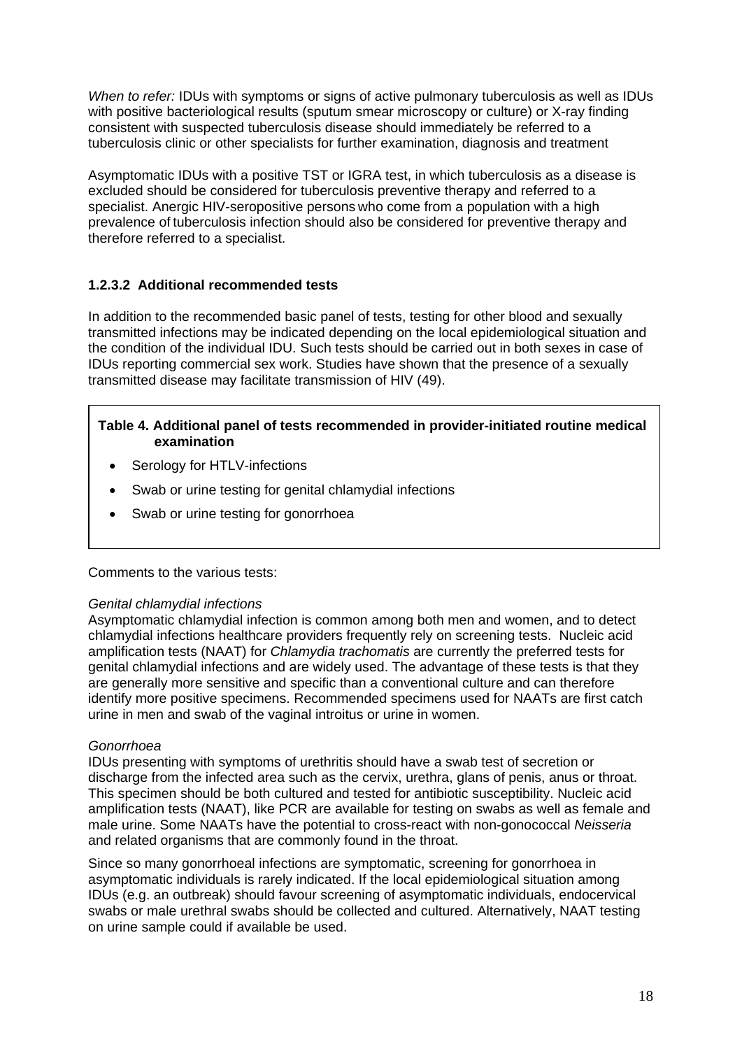*When to refer:* IDUs with symptoms or signs of active pulmonary tuberculosis as well as IDUs with positive bacteriological results (sputum smear microscopy or culture) or X-ray finding consistent with suspected tuberculosis disease should immediately be referred to a tuberculosis clinic or other specialists for further examination, diagnosis and treatment

Asymptomatic IDUs with a positive TST or IGRA test, in which tuberculosis as a disease is excluded should be considered for tuberculosis preventive therapy and referred to a specialist. Anergic HIV-seropositive persons who come from a population with a high prevalence of tuberculosis infection should also be considered for preventive therapy and therefore referred to a specialist.

### 1.2.3.2 Additional recommended tests

In addition to the recommended basic panel of tests, testing for other blood and sexually transmitted infections may be indicated depending on the local epidemiological situation and the condition of the individual IDU. Such tests should be carried out in both sexes in case of IDUs reporting commercial sex work. Studies have shown that the presence of a sexually transmitted disease may facilitate transmission of HIV (49).

**Table 4. Additional panel of tests recommended in provider-initiated routine medical examination**

- Serology for HTLV-infections
- Swab or urine testing for genital chlamydial infections
- Swab or urine testing for gonorrhoea

Comments to the various tests:

*Genital chlamydial infections*

Asymptomatic chlamydial infection is common among both men and women, and to detect chlamydial infections healthcare providers frequently rely on screening tests. Nucleic acid amplification tests (NAAT) for *Chlamydia trachomatis* are currently the preferred tests for genital chlamydial infections and are widely used. The advantage of these tests is that they are generally more sensitive and specific than a conventional culture and can therefore identify more positive specimens. Recommended specimens used for NAATs are first catch urine in men and swab of the vaginal introitus or urine in women.

*Gonorrhoea*

IDUs presenting with symptoms of urethritis should have a swab test of secretion or discharge from the infected area such as the cervix, urethra, glans of penis, anus or throat. This specimen should be both cultured and tested for antibiotic susceptibility. Nucleic acid amplification tests (NAAT), like PCR are available for testing on swabs as well as female and male urine. Some NAATs have the potential to cross-react with non-gonococcal *Neisseria* and related organisms that are commonly found in the throat.

Since so many gonorrhoeal infections are symptomatic, screening for gonorrhoea in asymptomatic individuals is rarely indicated. If the local epidemiological situation among IDUs (e.g. an outbreak) should favour screening of asymptomatic individuals, endocervical swabs or male urethral swabs should be collected and cultured. Alternatively, NAAT testing on urine sample could if available be used.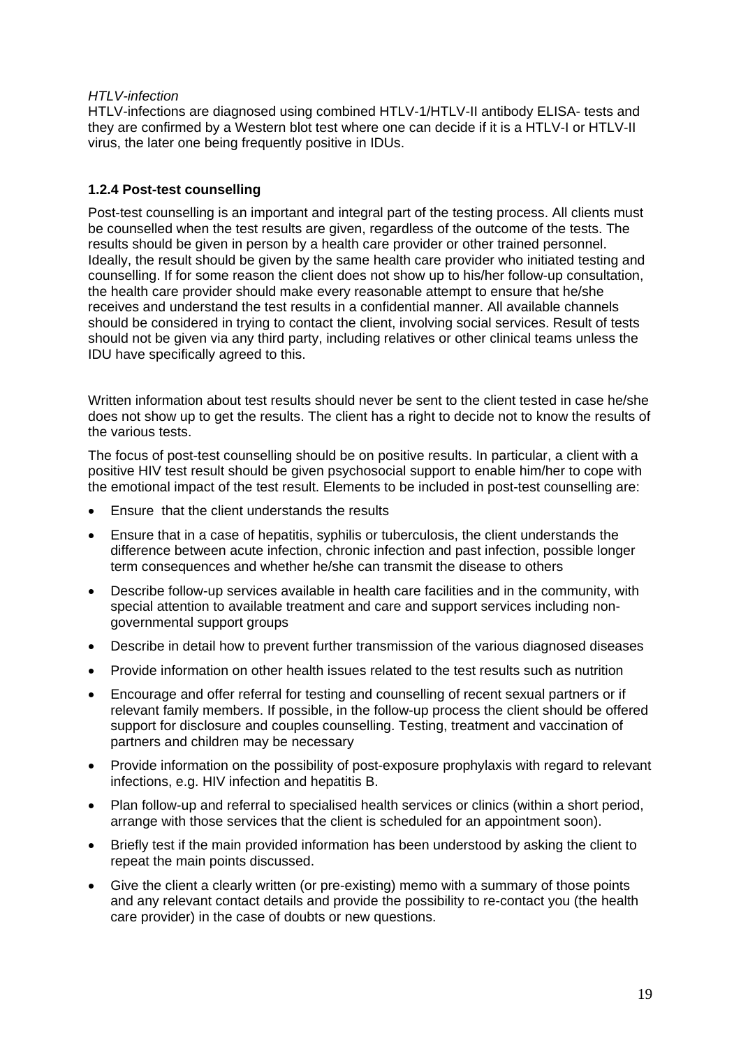*HTLV-infection*

HTLV-infections are diagnosed using combined HTLV-1/HTLV-II antibody ELISA- tests and they are confirmed by a Western blot test where one can decide if it is a HTLV-I or HTLV-II virus, the later one being frequently positive in IDUs.

### 1.2.4 Post-test counselling

Post-test counselling is an important and integral part of the testing process. All clients must be counselled when the test results are given, regardless of the outcome of the tests. The results should be given in person by a health care provider or other trained personnel. Ideally, the result should be given by the same health care provider who initiated testing and counselling. If for some reason the client does not show up to his/her follow-up consultation, the health care provider should make every reasonable attempt to ensure that he/she receives and understand the test results in a confidential manner. All available channels should be considered in trying to contact the client, involving social services. Result of tests should not be given via any third party, including relatives or other clinical teams unless the IDU have specifically agreed to this.

Written information about test results should never be sent to the client tested in case he/she does not show up to get the results. The client has a right to decide not to know the results of the various tests.

The focus of post-test counselling should be on positive results. In particular, a client with a positive HIV test result should be given psychosocial support to enable him/her to cope with the emotional impact of the test result. Elements to be included in post-test counselling are:

- Ensure that the client understands the results
- Ensure that in a case of hepatitis, syphilis or tuberculosis, the client understands the difference between acute infection, chronic infection and past infection, possible longer term consequences and whether he/she can transmit the disease to others
- Describe follow-up services available in health care facilities and in the community, with special attention to available treatment and care and support services including non-governmental support groups
- Describe in detail how to prevent further transmission of the various diagnosed diseases
- Provide information on other health issues related to the test results such as nutrition
- Encourage and offer referral for testing and counselling of recent sexual partners or if relevant family members. If possible, in the follow-up process the client should be offered support for disclosure and couples counselling. Testing, treatment and vaccination of partners and children may be necessary
- Provide information on the possibility of post-exposure prophylaxis with regard to relevant infections, e.g. HIV infection and hepatitis B.
- Plan follow-up and referral to specialised health services or clinics (within a short period, arrange with those services that the client is scheduled for an appointment soon).
- Briefly test if the main provided information has been understood by asking the client to repeat the main points discussed.
- Give the client a clearly written (or pre-existing) memo with a summary of those points and any relevant contact details and provide the possibility to re-contact you (the health care provider) in the case of doubts or new questions.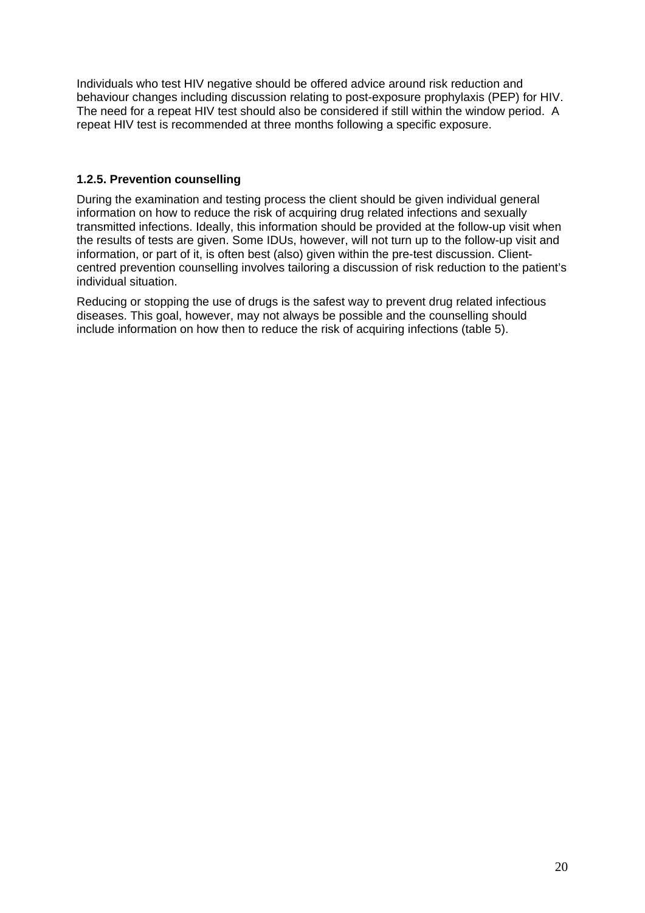Individuals who test HIV negative should be offered advice around risk reduction and behaviour changes including discussion relating to post-exposure prophylaxis (PEP) for HIV. The need for a repeat HIV test should also be considered if still within the window period. A repeat HIV test is recommended at three months following a specific exposure.

### 1.2.5. Prevention counselling

During the examination and testing process the client should be given individual general information on how to reduce the risk of acquiring drug related infections and sexually transmitted infections. Ideally, this information should be provided at the follow-up visit when the results of tests are given. Some IDUs, however, will not turn up to the follow-up visit and information, or part of it, is often best (also) given within the pre-test discussion. Client-centred prevention counselling involves tailoring a discussion of risk reduction to the patient's individual situation.

Reducing or stopping the use of drugs is the safest way to prevent drug related infectious diseases. This goal, however, may not always be possible and the counselling should include information on how then to reduce the risk of acquiring infections (table 5).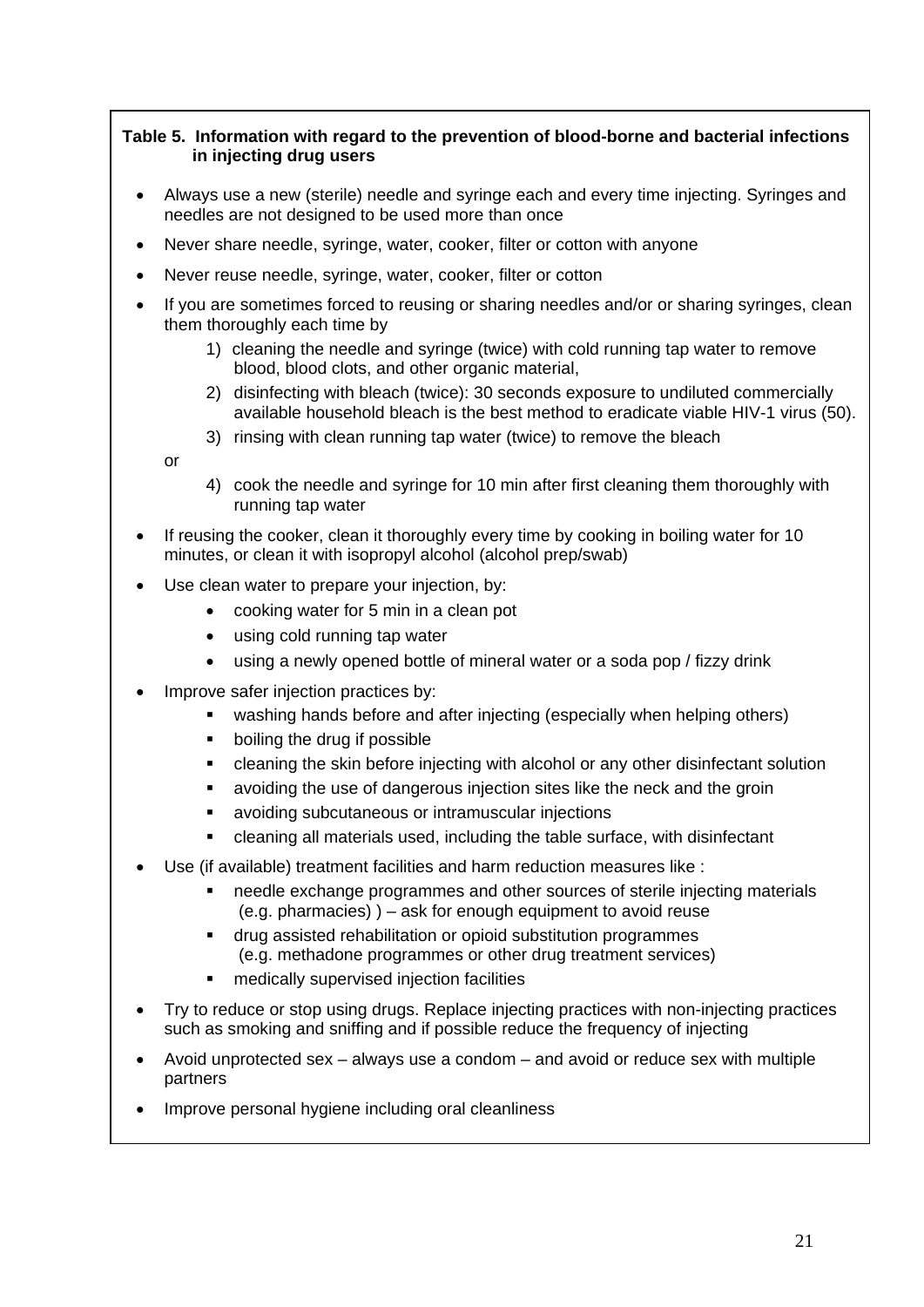**Table 5. Information with regard to the prevention of blood-borne and bacterial infections in injecting drug users**

- Always use a new (sterile) needle and syringe each and every time injecting. Syringes and needles are not designed to be used more than once
- Never share needle, syringe, water, cooker, filter or cotton with anyone
- Never reuse needle, syringe, water, cooker, filter or cotton
- If you are sometimes forced to reusing or sharing needles and/or or sharing syringes, clean them thoroughly each time by
    1) cleaning the needle and syringe (twice) with cold running tap water to remove blood, blood clots, and other organic material,
    2) disinfecting with bleach (twice): 30 seconds exposure to undiluted commercially available household bleach is the best method to eradicate viable HIV-1 virus (50).
    3) rinsing with clean running tap water (twice) to remove the bleach

  or

    4) cook the needle and syringe for 10 min after first cleaning them thoroughly with running tap water
- If reusing the cooker, clean it thoroughly every time by cooking in boiling water for 10 minutes, or clean it with isopropyl alcohol (alcohol prep/swab)
- Use clean water to prepare your injection, by:
    - cooking water for 5 min in a clean pot
    - using cold running tap water
    - using a newly opened bottle of mineral water or a soda pop / fizzy drink
- Improve safer injection practices by:
    - washing hands before and after injecting (especially when helping others)
    - boiling the drug if possible
    - cleaning the skin before injecting with alcohol or any other disinfectant solution
    - avoiding the use of dangerous injection sites like the neck and the groin
    - avoiding subcutaneous or intramuscular injections
    - cleaning all materials used, including the table surface, with disinfectant
- Use (if available) treatment facilities and harm reduction measures like :
    - needle exchange programmes and other sources of sterile injecting materials (e.g. pharmacies) ) – ask for enough equipment to avoid reuse
    - drug assisted rehabilitation or opioid substitution programmes (e.g. methadone programmes or other drug treatment services)
    - medically supervised injection facilities
- Try to reduce or stop using drugs. Replace injecting practices with non-injecting practices such as smoking and sniffing and if possible reduce the frequency of injecting
- Avoid unprotected sex – always use a condom – and avoid or reduce sex with multiple partners
- Improve personal hygiene including oral cleanliness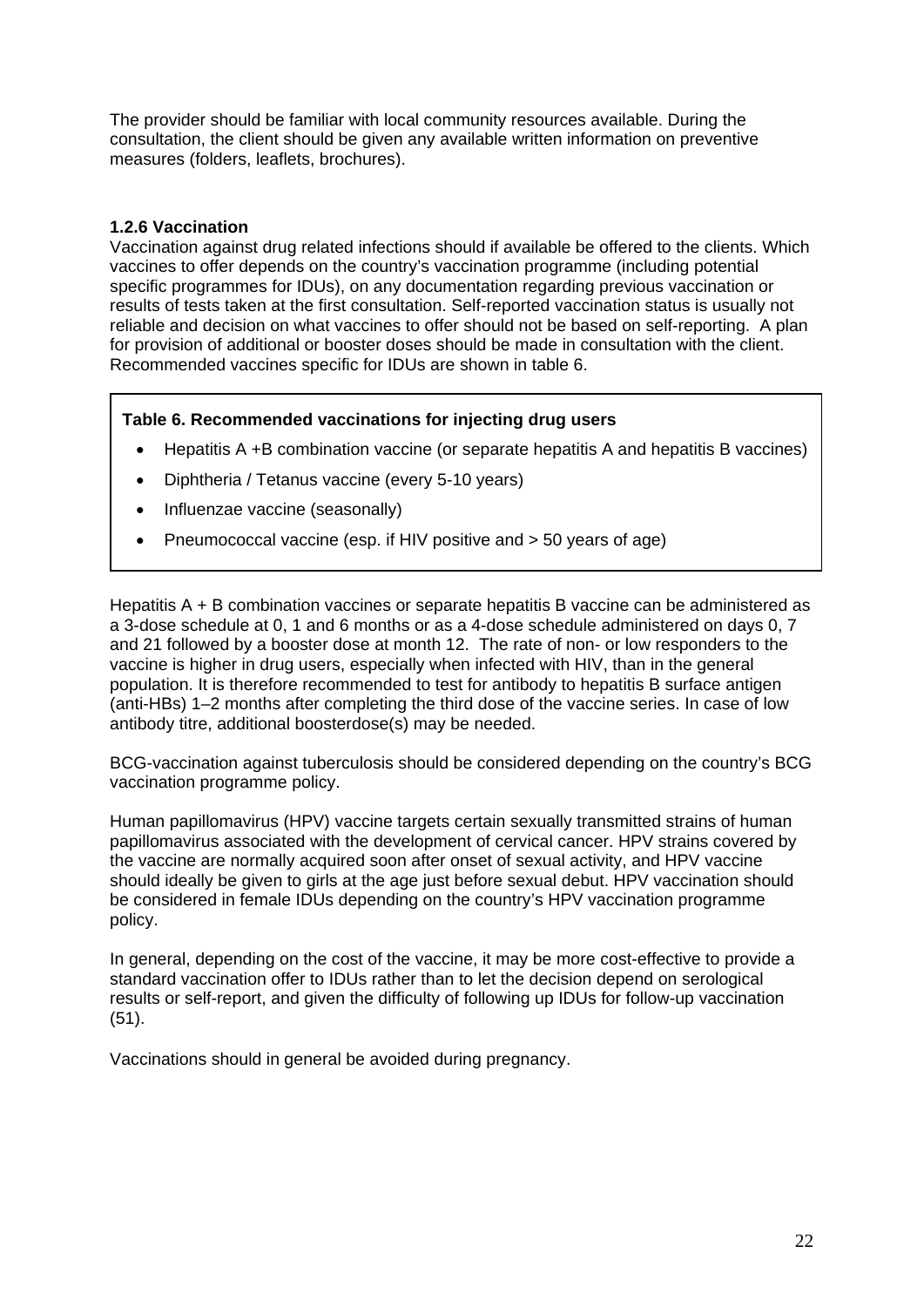The provider should be familiar with local community resources available. During the consultation, the client should be given any available written information on preventive measures (folders, leaflets, brochures).

### 1.2.6 Vaccination

Vaccination against drug related infections should if available be offered to the clients. Which vaccines to offer depends on the country's vaccination programme (including potential specific programmes for IDUs), on any documentation regarding previous vaccination or results of tests taken at the first consultation. Self-reported vaccination status is usually not reliable and decision on what vaccines to offer should not be based on self-reporting. A plan for provision of additional or booster doses should be made in consultation with the client. Recommended vaccines specific for IDUs are shown in table 6.

**Table 6. Recommended vaccinations for injecting drug users**

- Hepatitis A +B combination vaccine (or separate hepatitis A and hepatitis B vaccines)
- Diphtheria / Tetanus vaccine (every 5-10 years)
- Influenzae vaccine (seasonally)
- Pneumococcal vaccine (esp. if HIV positive and > 50 years of age)

Hepatitis A + B combination vaccines or separate hepatitis B vaccine can be administered as a 3-dose schedule at 0, 1 and 6 months or as a 4-dose schedule administered on days 0, 7 and 21 followed by a booster dose at month 12. The rate of non- or low responders to the vaccine is higher in drug users, especially when infected with HIV, than in the general population. It is therefore recommended to test for antibody to hepatitis B surface antigen (anti-HBs) 1–2 months after completing the third dose of the vaccine series. In case of low antibody titre, additional boosterdose(s) may be needed.

BCG-vaccination against tuberculosis should be considered depending on the country's BCG vaccination programme policy.

Human papillomavirus (HPV) vaccine targets certain sexually transmitted strains of human papillomavirus associated with the development of cervical cancer. HPV strains covered by the vaccine are normally acquired soon after onset of sexual activity, and HPV vaccine should ideally be given to girls at the age just before sexual debut. HPV vaccination should be considered in female IDUs depending on the country's HPV vaccination programme policy.

In general, depending on the cost of the vaccine, it may be more cost-effective to provide a standard vaccination offer to IDUs rather than to let the decision depend on serological results or self-report, and given the difficulty of following up IDUs for follow-up vaccination (51).

Vaccinations should in general be avoided during pregnancy.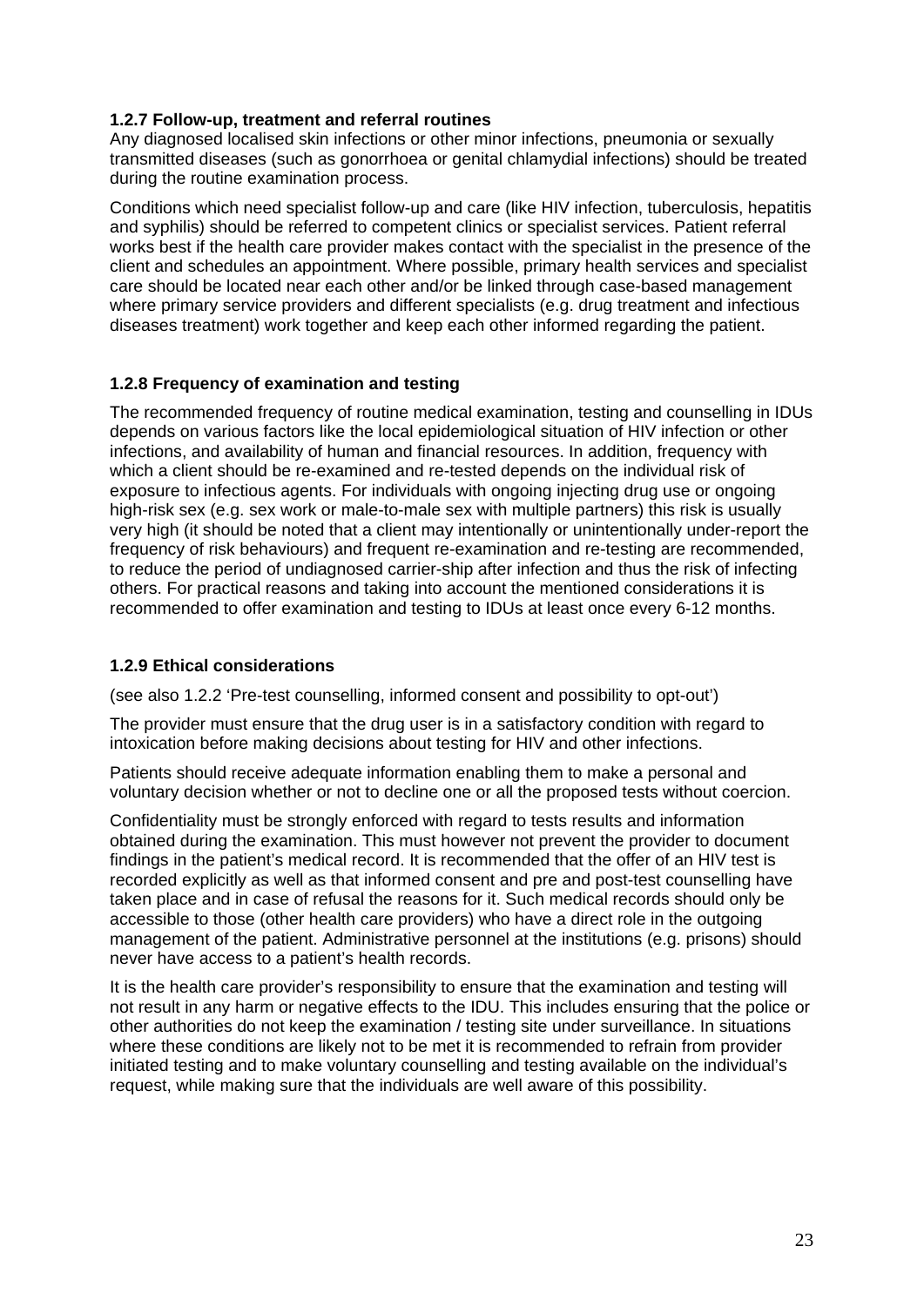### 1.2.7 Follow-up, treatment and referral routines

Any diagnosed localised skin infections or other minor infections, pneumonia or sexually transmitted diseases (such as gonorrhoea or genital chlamydial infections) should be treated during the routine examination process.

Conditions which need specialist follow-up and care (like HIV infection, tuberculosis, hepatitis and syphilis) should be referred to competent clinics or specialist services. Patient referral works best if the health care provider makes contact with the specialist in the presence of the client and schedules an appointment. Where possible, primary health services and specialist care should be located near each other and/or be linked through case-based management where primary service providers and different specialists (e.g. drug treatment and infectious diseases treatment) work together and keep each other informed regarding the patient.

### 1.2.8 Frequency of examination and testing

The recommended frequency of routine medical examination, testing and counselling in IDUs depends on various factors like the local epidemiological situation of HIV infection or other infections, and availability of human and financial resources. In addition, frequency with which a client should be re-examined and re-tested depends on the individual risk of exposure to infectious agents. For individuals with ongoing injecting drug use or ongoing high-risk sex (e.g. sex work or male-to-male sex with multiple partners) this risk is usually very high (it should be noted that a client may intentionally or unintentionally under-report the frequency of risk behaviours) and frequent re-examination and re-testing are recommended, to reduce the period of undiagnosed carrier-ship after infection and thus the risk of infecting others. For practical reasons and taking into account the mentioned considerations it is recommended to offer examination and testing to IDUs at least once every 6-12 months.

### 1.2.9 Ethical considerations

(see also 1.2.2 'Pre-test counselling, informed consent and possibility to opt-out')

The provider must ensure that the drug user is in a satisfactory condition with regard to intoxication before making decisions about testing for HIV and other infections.

Patients should receive adequate information enabling them to make a personal and voluntary decision whether or not to decline one or all the proposed tests without coercion.

Confidentiality must be strongly enforced with regard to tests results and information obtained during the examination. This must however not prevent the provider to document findings in the patient's medical record. It is recommended that the offer of an HIV test is recorded explicitly as well as that informed consent and pre and post-test counselling have taken place and in case of refusal the reasons for it. Such medical records should only be accessible to those (other health care providers) who have a direct role in the outgoing management of the patient. Administrative personnel at the institutions (e.g. prisons) should never have access to a patient's health records.

It is the health care provider's responsibility to ensure that the examination and testing will not result in any harm or negative effects to the IDU. This includes ensuring that the police or other authorities do not keep the examination / testing site under surveillance. In situations where these conditions are likely not to be met it is recommended to refrain from provider initiated testing and to make voluntary counselling and testing available on the individual's request, while making sure that the individuals are well aware of this possibility.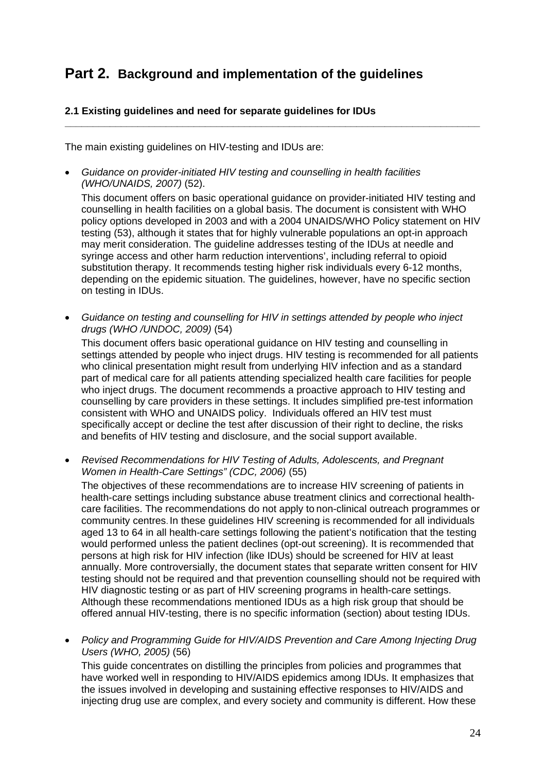# Part 2. Background and implementation of the guidelines

### 2.1 Existing guidelines and need for separate guidelines for IDUs

The main existing guidelines on HIV-testing and IDUs are:

- *Guidance on provider-initiated HIV testing and counselling in health facilities (WHO/UNAIDS, 2007)* (52).

  This document offers on basic operational guidance on provider-initiated HIV testing and counselling in health facilities on a global basis. The document is consistent with WHO policy options developed in 2003 and with a 2004 UNAIDS/WHO Policy statement on HIV testing (53), although it states that for highly vulnerable populations an opt-in approach may merit consideration. The guideline addresses testing of the IDUs at needle and syringe access and other harm reduction interventions', including referral to opioid substitution therapy. It recommends testing higher risk individuals every 6-12 months, depending on the epidemic situation. The guidelines, however, have no specific section on testing in IDUs.

- *Guidance on testing and counselling for HIV in settings attended by people who inject drugs (WHO /UNDOC, 2009)* (54)

  This document offers basic operational guidance on HIV testing and counselling in settings attended by people who inject drugs. HIV testing is recommended for all patients who clinical presentation might result from underlying HIV infection and as a standard part of medical care for all patients attending specialized health care facilities for people who inject drugs. The document recommends a proactive approach to HIV testing and counselling by care providers in these settings. It includes simplified pre-test information consistent with WHO and UNAIDS policy. Individuals offered an HIV test must specifically accept or decline the test after discussion of their right to decline, the risks and benefits of HIV testing and disclosure, and the social support available.

- *Revised Recommendations for HIV Testing of Adults, Adolescents, and Pregnant Women in Health-Care Settings" (CDC, 2006)* (55)

  The objectives of these recommendations are to increase HIV screening of patients in health-care settings including substance abuse treatment clinics and correctional health-care facilities. The recommendations do not apply to non-clinical outreach programmes or community centres. In these guidelines HIV screening is recommended for all individuals aged 13 to 64 in all health-care settings following the patient's notification that the testing would performed unless the patient declines (opt-out screening). It is recommended that persons at high risk for HIV infection (like IDUs) should be screened for HIV at least annually. More controversially, the document states that separate written consent for HIV testing should not be required and that prevention counselling should not be required with HIV diagnostic testing or as part of HIV screening programs in health-care settings. Although these recommendations mentioned IDUs as a high risk group that should be offered annual HIV-testing, there is no specific information (section) about testing IDUs.

- *Policy and Programming Guide for HIV/AIDS Prevention and Care Among Injecting Drug Users (WHO, 2005)* (56)

  This guide concentrates on distilling the principles from policies and programmes that have worked well in responding to HIV/AIDS epidemics among IDUs. It emphasizes that the issues involved in developing and sustaining effective responses to HIV/AIDS and injecting drug use are complex, and every society and community is different. How these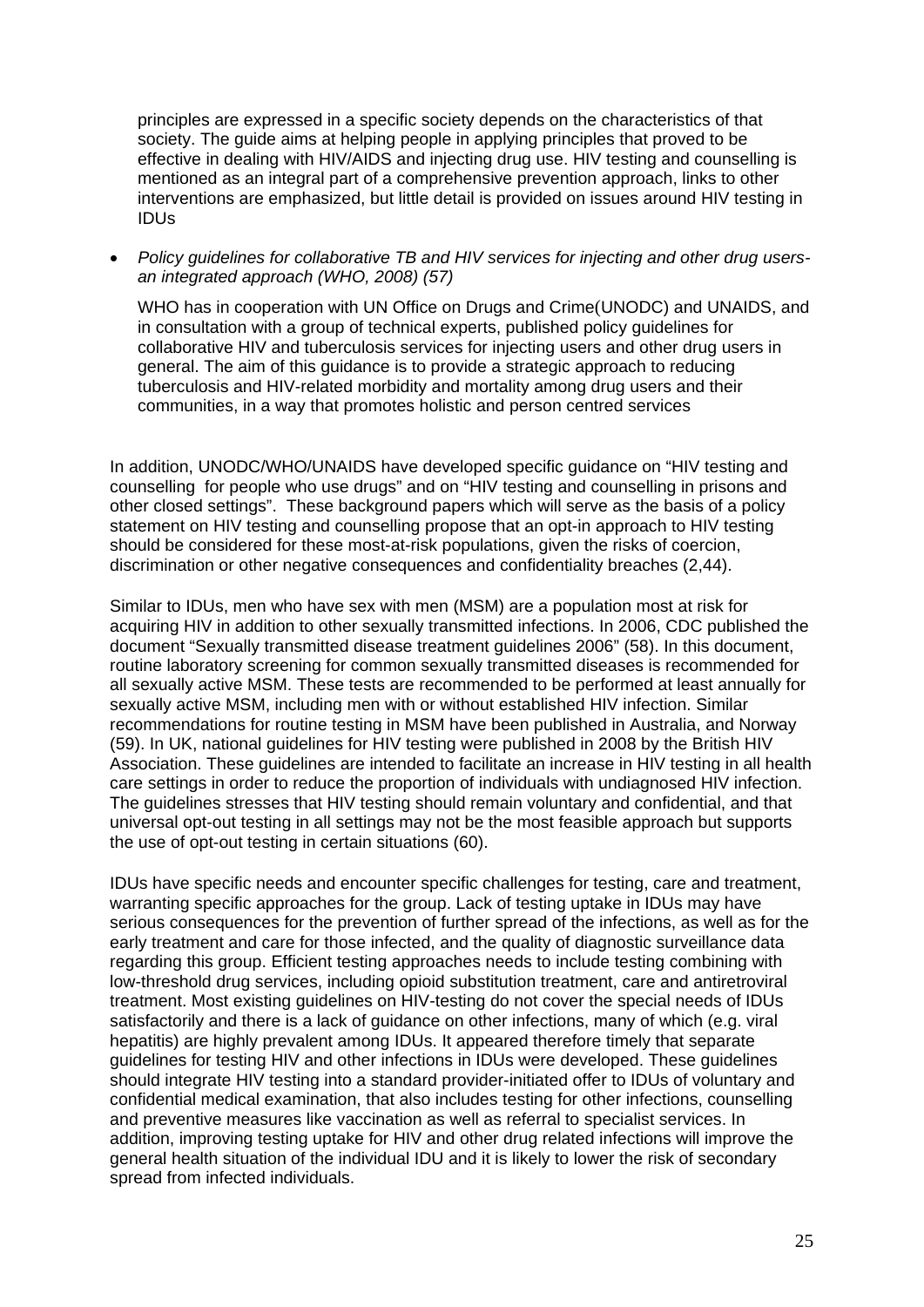principles are expressed in a specific society depends on the characteristics of that society. The guide aims at helping people in applying principles that proved to be effective in dealing with HIV/AIDS and injecting drug use. HIV testing and counselling is mentioned as an integral part of a comprehensive prevention approach, links to other interventions are emphasized, but little detail is provided on issues around HIV testing in IDUs

- *Policy guidelines for collaborative TB and HIV services for injecting and other drug users- an integrated approach (WHO, 2008) (57)*

  WHO has in cooperation with UN Office on Drugs and Crime(UNODC) and UNAIDS, and in consultation with a group of technical experts, published policy guidelines for collaborative HIV and tuberculosis services for injecting users and other drug users in general. The aim of this guidance is to provide a strategic approach to reducing tuberculosis and HIV-related morbidity and mortality among drug users and their communities, in a way that promotes holistic and person centred services

In addition, UNODC/WHO/UNAIDS have developed specific guidance on "HIV testing and counselling for people who use drugs" and on "HIV testing and counselling in prisons and other closed settings". These background papers which will serve as the basis of a policy statement on HIV testing and counselling propose that an opt-in approach to HIV testing should be considered for these most-at-risk populations, given the risks of coercion, discrimination or other negative consequences and confidentiality breaches (2,44).

Similar to IDUs, men who have sex with men (MSM) are a population most at risk for acquiring HIV in addition to other sexually transmitted infections. In 2006, CDC published the document "Sexually transmitted disease treatment guidelines 2006" (58). In this document, routine laboratory screening for common sexually transmitted diseases is recommended for all sexually active MSM. These tests are recommended to be performed at least annually for sexually active MSM, including men with or without established HIV infection. Similar recommendations for routine testing in MSM have been published in Australia, and Norway (59). In UK, national guidelines for HIV testing were published in 2008 by the British HIV Association. These guidelines are intended to facilitate an increase in HIV testing in all health care settings in order to reduce the proportion of individuals with undiagnosed HIV infection. The guidelines stresses that HIV testing should remain voluntary and confidential, and that universal opt-out testing in all settings may not be the most feasible approach but supports the use of opt-out testing in certain situations (60).

IDUs have specific needs and encounter specific challenges for testing, care and treatment, warranting specific approaches for the group. Lack of testing uptake in IDUs may have serious consequences for the prevention of further spread of the infections, as well as for the early treatment and care for those infected, and the quality of diagnostic surveillance data regarding this group. Efficient testing approaches needs to include testing combining with low-threshold drug services, including opioid substitution treatment, care and antiretroviral treatment. Most existing guidelines on HIV-testing do not cover the special needs of IDUs satisfactorily and there is a lack of guidance on other infections, many of which (e.g. viral hepatitis) are highly prevalent among IDUs. It appeared therefore timely that separate guidelines for testing HIV and other infections in IDUs were developed. These guidelines should integrate HIV testing into a standard provider-initiated offer to IDUs of voluntary and confidential medical examination, that also includes testing for other infections, counselling and preventive measures like vaccination as well as referral to specialist services. In addition, improving testing uptake for HIV and other drug related infections will improve the general health situation of the individual IDU and it is likely to lower the risk of secondary spread from infected individuals.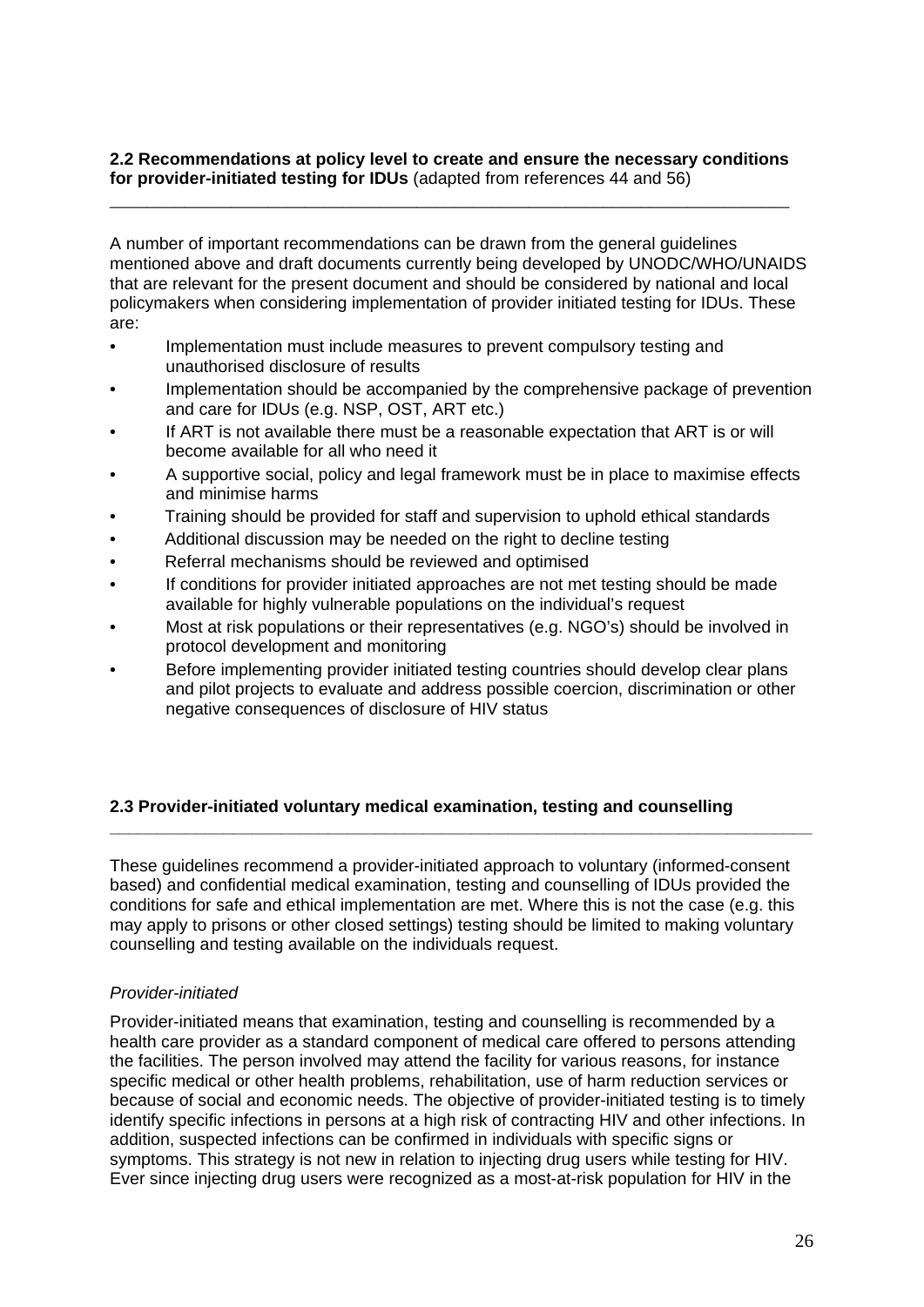## 2.2 Recommendations at policy level to create and ensure the necessary conditions for provider-initiated testing for IDUs (adapted from references 44 and 56)

A number of important recommendations can be drawn from the general guidelines mentioned above and draft documents currently being developed by UNODC/WHO/UNAIDS that are relevant for the present document and should be considered by national and local policymakers when considering implementation of provider initiated testing for IDUs. These are:

- Implementation must include measures to prevent compulsory testing and unauthorised disclosure of results
- Implementation should be accompanied by the comprehensive package of prevention and care for IDUs (e.g. NSP, OST, ART etc.)
- If ART is not available there must be a reasonable expectation that ART is or will become available for all who need it
- A supportive social, policy and legal framework must be in place to maximise effects and minimise harms
- Training should be provided for staff and supervision to uphold ethical standards
- Additional discussion may be needed on the right to decline testing
- Referral mechanisms should be reviewed and optimised
- If conditions for provider initiated approaches are not met testing should be made available for highly vulnerable populations on the individual's request
- Most at risk populations or their representatives (e.g. NGO's) should be involved in protocol development and monitoring
- Before implementing provider initiated testing countries should develop clear plans and pilot projects to evaluate and address possible coercion, discrimination or other negative consequences of disclosure of HIV status

## 2.3 Provider-initiated voluntary medical examination, testing and counselling

These guidelines recommend a provider-initiated approach to voluntary (informed-consent based) and confidential medical examination, testing and counselling of IDUs provided the conditions for safe and ethical implementation are met. Where this is not the case (e.g. this may apply to prisons or other closed settings) testing should be limited to making voluntary counselling and testing available on the individuals request.

*Provider-initiated*

Provider-initiated means that examination, testing and counselling is recommended by a health care provider as a standard component of medical care offered to persons attending the facilities. The person involved may attend the facility for various reasons, for instance specific medical or other health problems, rehabilitation, use of harm reduction services or because of social and economic needs. The objective of provider-initiated testing is to timely identify specific infections in persons at a high risk of contracting HIV and other infections. In addition, suspected infections can be confirmed in individuals with specific signs or symptoms. This strategy is not new in relation to injecting drug users while testing for HIV. Ever since injecting drug users were recognized as a most-at-risk population for HIV in the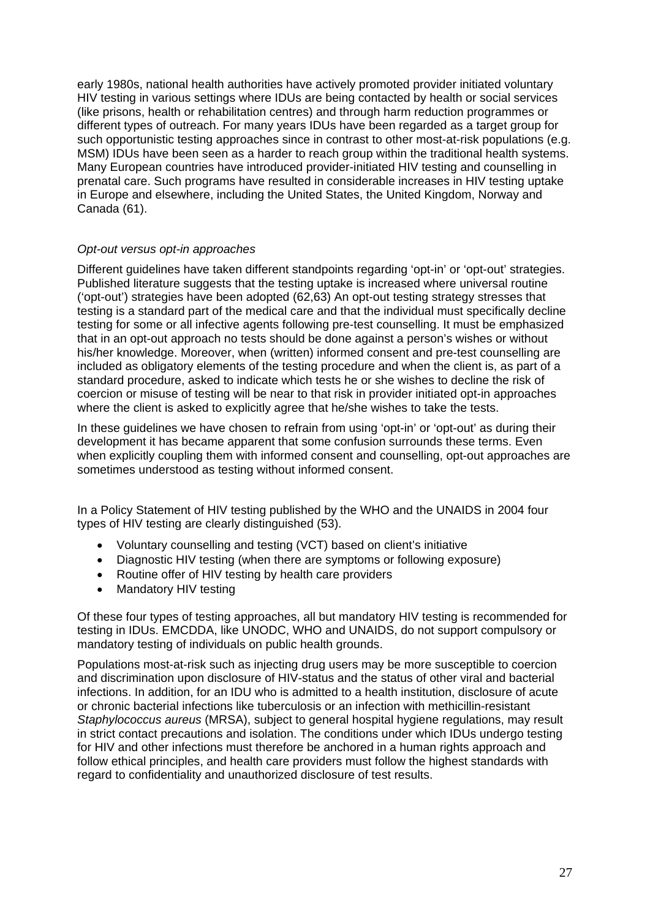early 1980s, national health authorities have actively promoted provider initiated voluntary HIV testing in various settings where IDUs are being contacted by health or social services (like prisons, health or rehabilitation centres) and through harm reduction programmes or different types of outreach. For many years IDUs have been regarded as a target group for such opportunistic testing approaches since in contrast to other most-at-risk populations (e.g. MSM) IDUs have been seen as a harder to reach group within the traditional health systems. Many European countries have introduced provider-initiated HIV testing and counselling in prenatal care. Such programs have resulted in considerable increases in HIV testing uptake in Europe and elsewhere, including the United States, the United Kingdom, Norway and Canada (61).

*Opt-out versus opt-in approaches*

Different guidelines have taken different standpoints regarding 'opt-in' or 'opt-out' strategies. Published literature suggests that the testing uptake is increased where universal routine ('opt-out') strategies have been adopted (62,63) An opt-out testing strategy stresses that testing is a standard part of the medical care and that the individual must specifically decline testing for some or all infective agents following pre-test counselling. It must be emphasized that in an opt-out approach no tests should be done against a person's wishes or without his/her knowledge. Moreover, when (written) informed consent and pre-test counselling are included as obligatory elements of the testing procedure and when the client is, as part of a standard procedure, asked to indicate which tests he or she wishes to decline the risk of coercion or misuse of testing will be near to that risk in provider initiated opt-in approaches where the client is asked to explicitly agree that he/she wishes to take the tests.

In these guidelines we have chosen to refrain from using 'opt-in' or 'opt-out' as during their development it has became apparent that some confusion surrounds these terms. Even when explicitly coupling them with informed consent and counselling, opt-out approaches are sometimes understood as testing without informed consent.

In a Policy Statement of HIV testing published by the WHO and the UNAIDS in 2004 four types of HIV testing are clearly distinguished (53).

- Voluntary counselling and testing (VCT) based on client's initiative
- Diagnostic HIV testing (when there are symptoms or following exposure)
- Routine offer of HIV testing by health care providers
- Mandatory HIV testing

Of these four types of testing approaches, all but mandatory HIV testing is recommended for testing in IDUs. EMCDDA, like UNODC, WHO and UNAIDS, do not support compulsory or mandatory testing of individuals on public health grounds.

Populations most-at-risk such as injecting drug users may be more susceptible to coercion and discrimination upon disclosure of HIV-status and the status of other viral and bacterial infections. In addition, for an IDU who is admitted to a health institution, disclosure of acute or chronic bacterial infections like tuberculosis or an infection with methicillin-resistant *Staphylococcus aureus* (MRSA), subject to general hospital hygiene regulations, may result in strict contact precautions and isolation. The conditions under which IDUs undergo testing for HIV and other infections must therefore be anchored in a human rights approach and follow ethical principles, and health care providers must follow the highest standards with regard to confidentiality and unauthorized disclosure of test results.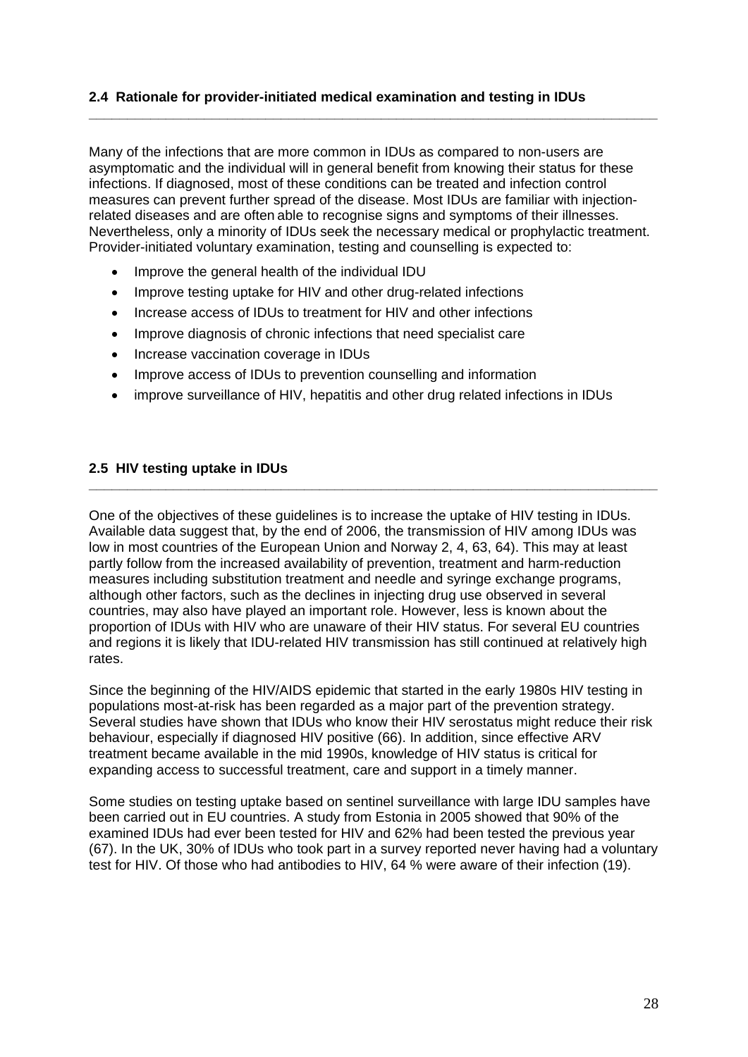## 2.4 Rationale for provider-initiated medical examination and testing in IDUs

Many of the infections that are more common in IDUs as compared to non-users are asymptomatic and the individual will in general benefit from knowing their status for these infections. If diagnosed, most of these conditions can be treated and infection control measures can prevent further spread of the disease. Most IDUs are familiar with injection-related diseases and are often able to recognise signs and symptoms of their illnesses. Nevertheless, only a minority of IDUs seek the necessary medical or prophylactic treatment. Provider-initiated voluntary examination, testing and counselling is expected to:

- Improve the general health of the individual IDU
- Improve testing uptake for HIV and other drug-related infections
- Increase access of IDUs to treatment for HIV and other infections
- Improve diagnosis of chronic infections that need specialist care
- Increase vaccination coverage in IDUs
- Improve access of IDUs to prevention counselling and information
- improve surveillance of HIV, hepatitis and other drug related infections in IDUs

## 2.5 HIV testing uptake in IDUs

One of the objectives of these guidelines is to increase the uptake of HIV testing in IDUs. Available data suggest that, by the end of 2006, the transmission of HIV among IDUs was low in most countries of the European Union and Norway 2, 4, 63, 64). This may at least partly follow from the increased availability of prevention, treatment and harm-reduction measures including substitution treatment and needle and syringe exchange programs, although other factors, such as the declines in injecting drug use observed in several countries, may also have played an important role. However, less is known about the proportion of IDUs with HIV who are unaware of their HIV status. For several EU countries and regions it is likely that IDU-related HIV transmission has still continued at relatively high rates.

Since the beginning of the HIV/AIDS epidemic that started in the early 1980s HIV testing in populations most-at-risk has been regarded as a major part of the prevention strategy. Several studies have shown that IDUs who know their HIV serostatus might reduce their risk behaviour, especially if diagnosed HIV positive (66). In addition, since effective ARV treatment became available in the mid 1990s, knowledge of HIV status is critical for expanding access to successful treatment, care and support in a timely manner.

Some studies on testing uptake based on sentinel surveillance with large IDU samples have been carried out in EU countries. A study from Estonia in 2005 showed that 90% of the examined IDUs had ever been tested for HIV and 62% had been tested the previous year (67). In the UK, 30% of IDUs who took part in a survey reported never having had a voluntary test for HIV. Of those who had antibodies to HIV, 64 % were aware of their infection (19).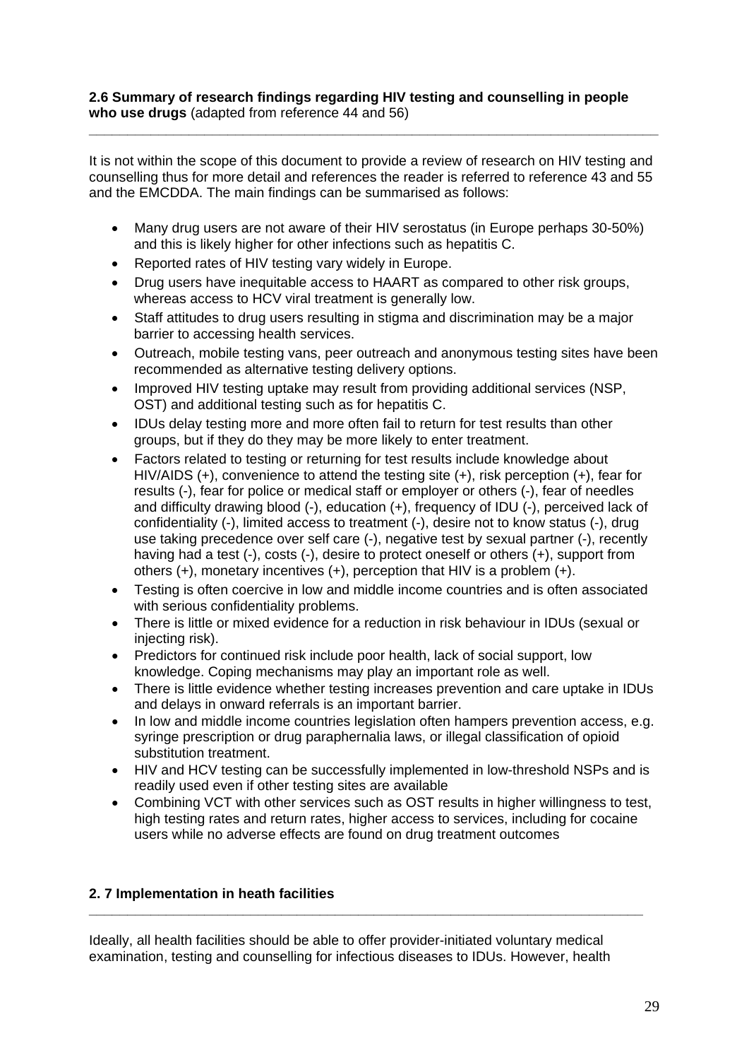## 2.6 Summary of research findings regarding HIV testing and counselling in people who use drugs (adapted from reference 44 and 56)

It is not within the scope of this document to provide a review of research on HIV testing and counselling thus for more detail and references the reader is referred to reference 43 and 55 and the EMCDDA. The main findings can be summarised as follows:

- Many drug users are not aware of their HIV serostatus (in Europe perhaps 30-50%) and this is likely higher for other infections such as hepatitis C.
- Reported rates of HIV testing vary widely in Europe.
- Drug users have inequitable access to HAART as compared to other risk groups, whereas access to HCV viral treatment is generally low.
- Staff attitudes to drug users resulting in stigma and discrimination may be a major barrier to accessing health services.
- Outreach, mobile testing vans, peer outreach and anonymous testing sites have been recommended as alternative testing delivery options.
- Improved HIV testing uptake may result from providing additional services (NSP, OST) and additional testing such as for hepatitis C.
- IDUs delay testing more and more often fail to return for test results than other groups, but if they do they may be more likely to enter treatment.
- Factors related to testing or returning for test results include knowledge about HIV/AIDS (+), convenience to attend the testing site (+), risk perception (+), fear for results (-), fear for police or medical staff or employer or others (-), fear of needles and difficulty drawing blood (-), education (+), frequency of IDU (-), perceived lack of confidentiality (-), limited access to treatment (-), desire not to know status (-), drug use taking precedence over self care (-), negative test by sexual partner (-), recently having had a test (-), costs (-), desire to protect oneself or others (+), support from others (+), monetary incentives (+), perception that HIV is a problem (+).
- Testing is often coercive in low and middle income countries and is often associated with serious confidentiality problems.
- There is little or mixed evidence for a reduction in risk behaviour in IDUs (sexual or injecting risk).
- Predictors for continued risk include poor health, lack of social support, low knowledge. Coping mechanisms may play an important role as well.
- There is little evidence whether testing increases prevention and care uptake in IDUs and delays in onward referrals is an important barrier.
- In low and middle income countries legislation often hampers prevention access, e.g. syringe prescription or drug paraphernalia laws, or illegal classification of opioid substitution treatment.
- HIV and HCV testing can be successfully implemented in low-threshold NSPs and is readily used even if other testing sites are available
- Combining VCT with other services such as OST results in higher willingness to test, high testing rates and return rates, higher access to services, including for cocaine users while no adverse effects are found on drug treatment outcomes

## 2. 7 Implementation in heath facilities

Ideally, all health facilities should be able to offer provider-initiated voluntary medical examination, testing and counselling for infectious diseases to IDUs. However, health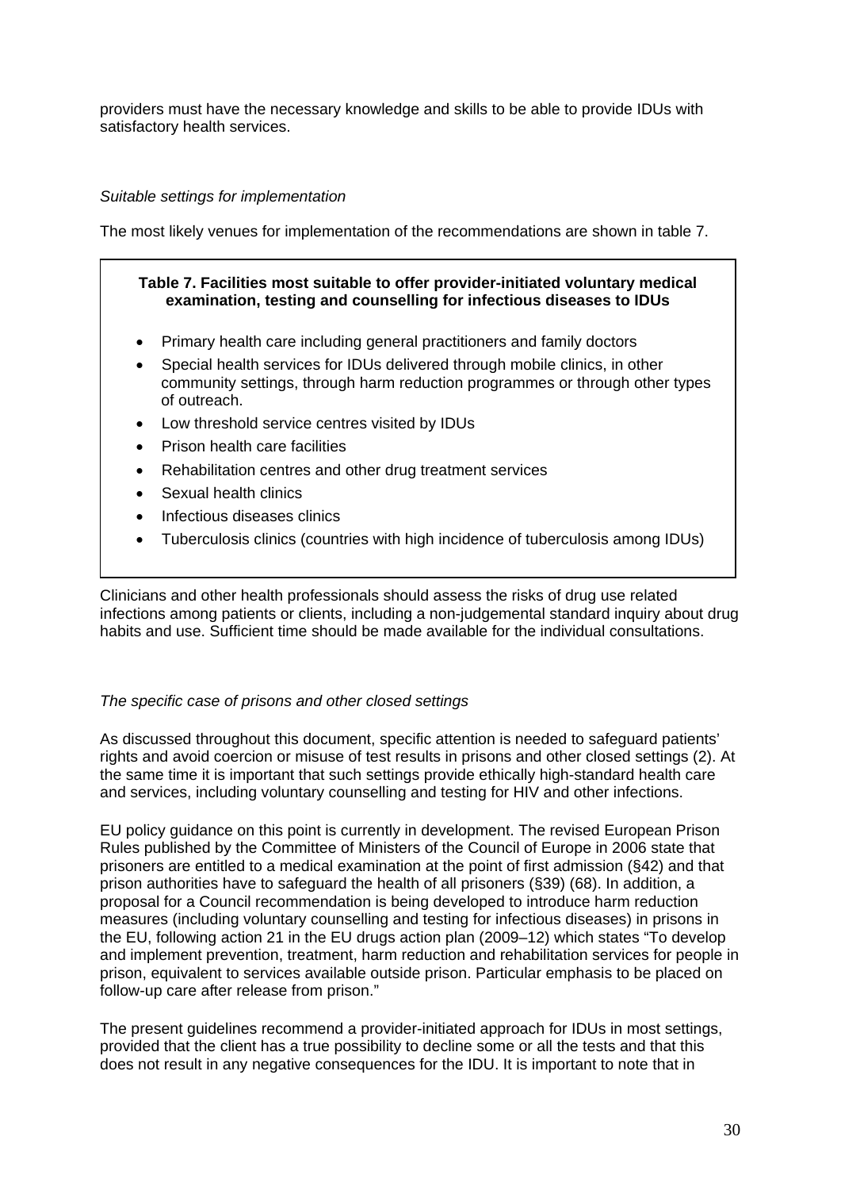providers must have the necessary knowledge and skills to be able to provide IDUs with satisfactory health services.

*Suitable settings for implementation*

The most likely venues for implementation of the recommendations are shown in table 7.

**Table 7. Facilities most suitable to offer provider-initiated voluntary medical examination, testing and counselling for infectious diseases to IDUs**

- Primary health care including general practitioners and family doctors
- Special health services for IDUs delivered through mobile clinics, in other community settings, through harm reduction programmes or through other types of outreach.
- Low threshold service centres visited by IDUs
- Prison health care facilities
- Rehabilitation centres and other drug treatment services
- Sexual health clinics
- Infectious diseases clinics
- Tuberculosis clinics (countries with high incidence of tuberculosis among IDUs)

Clinicians and other health professionals should assess the risks of drug use related infections among patients or clients, including a non-judgemental standard inquiry about drug habits and use. Sufficient time should be made available for the individual consultations.

*The specific case of prisons and other closed settings*

As discussed throughout this document, specific attention is needed to safeguard patients' rights and avoid coercion or misuse of test results in prisons and other closed settings (2). At the same time it is important that such settings provide ethically high-standard health care and services, including voluntary counselling and testing for HIV and other infections.

EU policy guidance on this point is currently in development. The revised European Prison Rules published by the Committee of Ministers of the Council of Europe in 2006 state that prisoners are entitled to a medical examination at the point of first admission (§42) and that prison authorities have to safeguard the health of all prisoners (§39) (68). In addition, a proposal for a Council recommendation is being developed to introduce harm reduction measures (including voluntary counselling and testing for infectious diseases) in prisons in the EU, following action 21 in the EU drugs action plan (2009–12) which states "To develop and implement prevention, treatment, harm reduction and rehabilitation services for people in prison, equivalent to services available outside prison. Particular emphasis to be placed on follow-up care after release from prison."

The present guidelines recommend a provider-initiated approach for IDUs in most settings, provided that the client has a true possibility to decline some or all the tests and that this does not result in any negative consequences for the IDU. It is important to note that in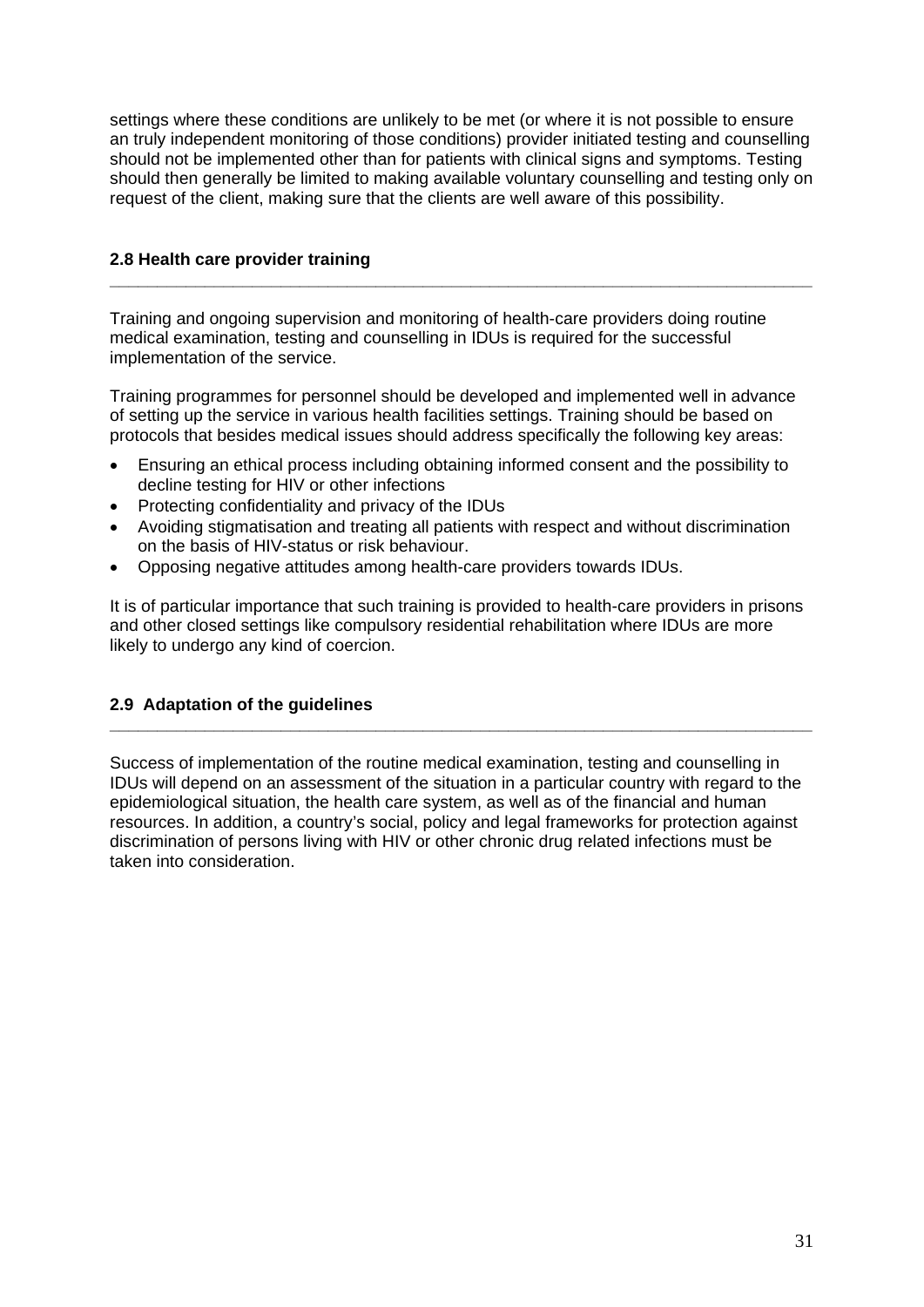settings where these conditions are unlikely to be met (or where it is not possible to ensure an truly independent monitoring of those conditions) provider initiated testing and counselling should not be implemented other than for patients with clinical signs and symptoms. Testing should then generally be limited to making available voluntary counselling and testing only on request of the client, making sure that the clients are well aware of this possibility.

### 2.8 Health care provider training

Training and ongoing supervision and monitoring of health-care providers doing routine medical examination, testing and counselling in IDUs is required for the successful implementation of the service.

Training programmes for personnel should be developed and implemented well in advance of setting up the service in various health facilities settings. Training should be based on protocols that besides medical issues should address specifically the following key areas:

- Ensuring an ethical process including obtaining informed consent and the possibility to decline testing for HIV or other infections
- Protecting confidentiality and privacy of the IDUs
- Avoiding stigmatisation and treating all patients with respect and without discrimination on the basis of HIV-status or risk behaviour.
- Opposing negative attitudes among health-care providers towards IDUs.

It is of particular importance that such training is provided to health-care providers in prisons and other closed settings like compulsory residential rehabilitation where IDUs are more likely to undergo any kind of coercion.

### 2.9 Adaptation of the guidelines

Success of implementation of the routine medical examination, testing and counselling in IDUs will depend on an assessment of the situation in a particular country with regard to the epidemiological situation, the health care system, as well as of the financial and human resources. In addition, a country's social, policy and legal frameworks for protection against discrimination of persons living with HIV or other chronic drug related infections must be taken into consideration.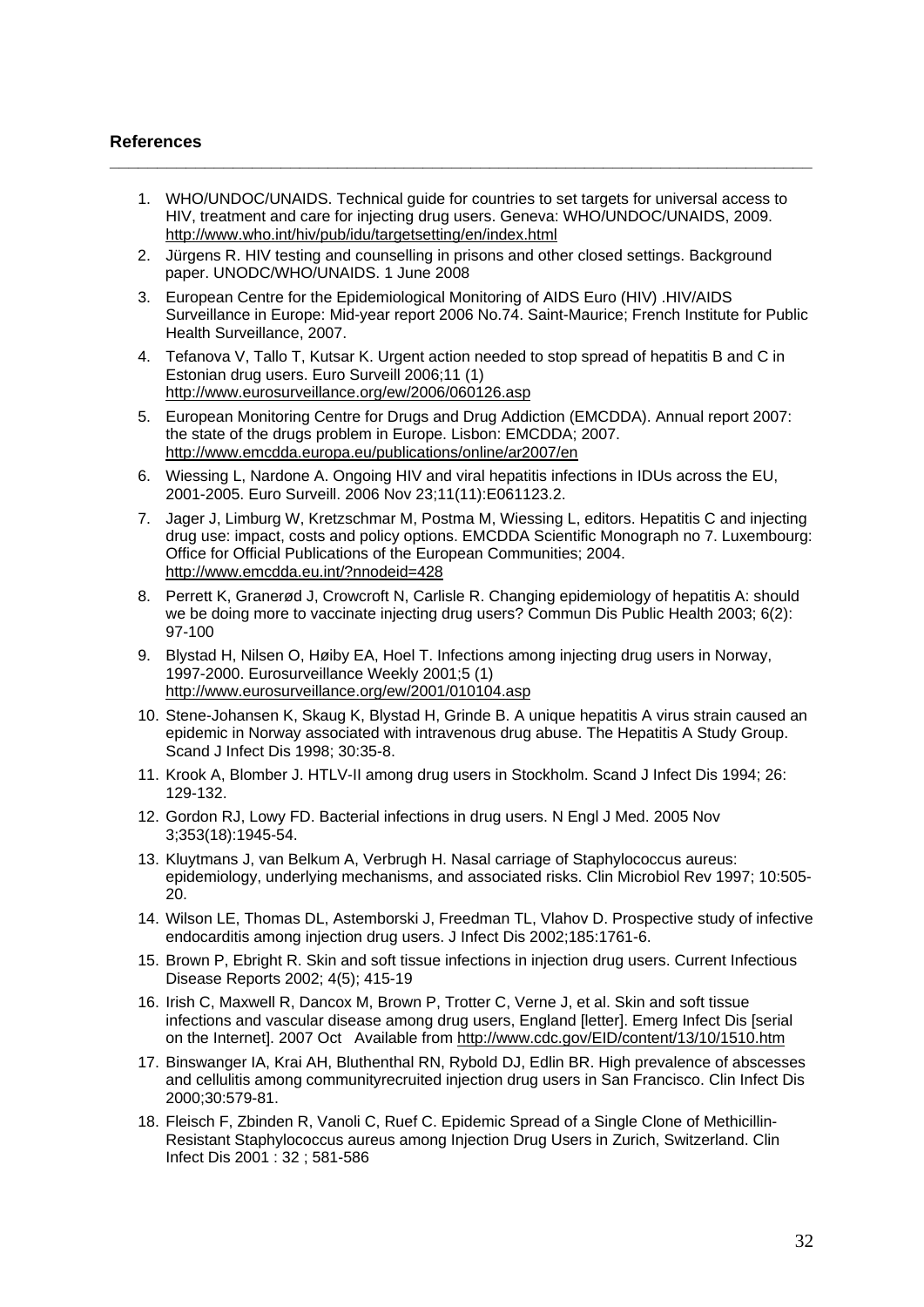## References

1. WHO/UNDOC/UNAIDS. Technical guide for countries to set targets for universal access to HIV, treatment and care for injecting drug users. Geneva: WHO/UNDOC/UNAIDS, 2009. http://www.who.int/hiv/pub/idu/targetsetting/en/index.html
2. Jürgens R. HIV testing and counselling in prisons and other closed settings. Background paper. UNODC/WHO/UNAIDS. 1 June 2008
3. European Centre for the Epidemiological Monitoring of AIDS Euro (HIV) .HIV/AIDS Surveillance in Europe: Mid-year report 2006 No.74. Saint-Maurice; French Institute for Public Health Surveillance, 2007.
4. Tefanova V, Tallo T, Kutsar K. Urgent action needed to stop spread of hepatitis B and C in Estonian drug users. Euro Surveill 2006;11 (1) http://www.eurosurveillance.org/ew/2006/060126.asp
5. European Monitoring Centre for Drugs and Drug Addiction (EMCDDA). Annual report 2007: the state of the drugs problem in Europe. Lisbon: EMCDDA; 2007. http://www.emcdda.europa.eu/publications/online/ar2007/en
6. Wiessing L, Nardone A. Ongoing HIV and viral hepatitis infections in IDUs across the EU, 2001-2005. Euro Surveill. 2006 Nov 23;11(11):E061123.2.
7. Jager J, Limburg W, Kretzschmar M, Postma M, Wiessing L, editors. Hepatitis C and injecting drug use: impact, costs and policy options. EMCDDA Scientific Monograph no 7. Luxembourg: Office for Official Publications of the European Communities; 2004. http://www.emcdda.eu.int/?nnodeid=428
8. Perrett K, Granerød J, Crowcroft N, Carlisle R. Changing epidemiology of hepatitis A: should we be doing more to vaccinate injecting drug users? Commun Dis Public Health 2003; 6(2): 97-100
9. Blystad H, Nilsen O, Høiby EA, Hoel T. Infections among injecting drug users in Norway, 1997-2000. Eurosurveillance Weekly 2001;5 (1) http://www.eurosurveillance.org/ew/2001/010104.asp
10. Stene-Johansen K, Skaug K, Blystad H, Grinde B. A unique hepatitis A virus strain caused an epidemic in Norway associated with intravenous drug abuse. The Hepatitis A Study Group. Scand J Infect Dis 1998; 30:35-8.
11. Krook A, Blomber J. HTLV-II among drug users in Stockholm. Scand J Infect Dis 1994; 26: 129-132.
12. Gordon RJ, Lowy FD. Bacterial infections in drug users. N Engl J Med. 2005 Nov 3;353(18):1945-54.
13. Kluytmans J, van Belkum A, Verbrugh H. Nasal carriage of Staphylococcus aureus: epidemiology, underlying mechanisms, and associated risks. Clin Microbiol Rev 1997; 10:505-20.
14. Wilson LE, Thomas DL, Astemborski J, Freedman TL, Vlahov D. Prospective study of infective endocarditis among injection drug users. J Infect Dis 2002;185:1761-6.
15. Brown P, Ebright R. Skin and soft tissue infections in injection drug users. Current Infectious Disease Reports 2002; 4(5); 415-19
16. Irish C, Maxwell R, Dancox M, Brown P, Trotter C, Verne J, et al. Skin and soft tissue infections and vascular disease among drug users, England [letter]. Emerg Infect Dis [serial on the Internet]. 2007 Oct Available from http://www.cdc.gov/EID/content/13/10/1510.htm
17. Binswanger IA, Krai AH, Bluthenthal RN, Rybold DJ, Edlin BR. High prevalence of abscesses and cellulitis among communityrecruited injection drug users in San Francisco. Clin Infect Dis 2000;30:579-81.
18. Fleisch F, Zbinden R, Vanoli C, Ruef C. Epidemic Spread of a Single Clone of Methicillin-Resistant Staphylococcus aureus among Injection Drug Users in Zurich, Switzerland. Clin Infect Dis 2001 : 32 ; 581-586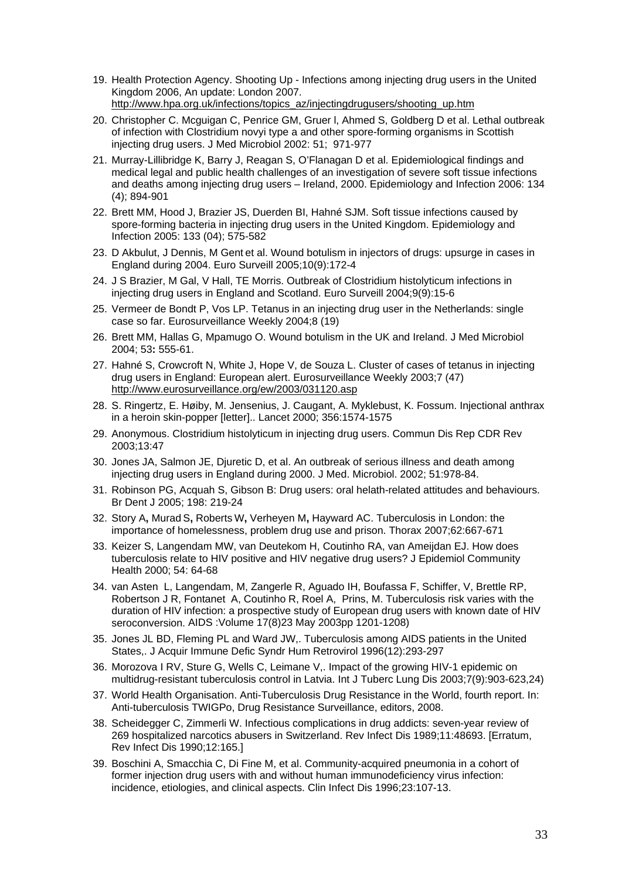19. Health Protection Agency. Shooting Up - Infections among injecting drug users in the United Kingdom 2006, An update: London 2007. http://www.hpa.org.uk/infections/topics_az/injectingdrugusers/shooting_up.htm
20. Christopher C. Mcguigan C, Penrice GM, Gruer l, Ahmed S, Goldberg D et al. Lethal outbreak of infection with Clostridium novyi type a and other spore-forming organisms in Scottish injecting drug users. J Med Microbiol 2002: 51; 971-977
21. Murray-Lillibridge K, Barry J, Reagan S, O'Flanagan D et al. Epidemiological findings and medical legal and public health challenges of an investigation of severe soft tissue infections and deaths among injecting drug users – Ireland, 2000. Epidemiology and Infection 2006: 134 (4); 894-901
22. Brett MM, Hood J, Brazier JS, Duerden BI, Hahné SJM. Soft tissue infections caused by spore-forming bacteria in injecting drug users in the United Kingdom. Epidemiology and Infection 2005: 133 (04); 575-582
23. D Akbulut, J Dennis, M Gent et al. Wound botulism in injectors of drugs: upsurge in cases in England during 2004. Euro Surveill 2005;10(9):172-4
24. J S Brazier, M Gal, V Hall, TE Morris. Outbreak of Clostridium histolyticum infections in injecting drug users in England and Scotland. Euro Surveill 2004;9(9):15-6
25. Vermeer de Bondt P, Vos LP. Tetanus in an injecting drug user in the Netherlands: single case so far. Eurosurveillance Weekly 2004;8 (19)
26. Brett MM, Hallas G, Mpamugo O. Wound botulism in the UK and Ireland. J Med Microbiol 2004; 53**:** 555-61.
27. Hahné S, Crowcroft N, White J, Hope V, de Souza L. Cluster of cases of tetanus in injecting drug users in England: European alert. Eurosurveillance Weekly 2003;7 (47) http://www.eurosurveillance.org/ew/2003/031120.asp
28. S. Ringertz, E. Høiby, M. Jensenius, J. Caugant, A. Myklebust, K. Fossum. Injectional anthrax in a heroin skin-popper [letter].. Lancet 2000; 356:1574-1575
29. Anonymous. Clostridium histolyticum in injecting drug users. Commun Dis Rep CDR Rev 2003;13:47
30. Jones JA, Salmon JE, Djuretic D, et al. An outbreak of serious illness and death among injecting drug users in England during 2000. J Med. Microbiol. 2002; 51:978-84.
31. Robinson PG, Acquah S, Gibson B: Drug users: oral helath-related attitudes and behaviours. Br Dent J 2005; 198: 219-24
32. Story A**,** Murad S**,** Roberts W**,** Verheyen M**,** Hayward AC. Tuberculosis in London: the importance of homelessness, problem drug use and prison. Thorax 2007;62:667-671
33. Keizer S, Langendam MW, van Deutekom H, Coutinho RA, van Ameijdan EJ. How does tuberculosis relate to HIV positive and HIV negative drug users? J Epidemiol Community Health 2000; 54: 64-68
34. van Asten L, Langendam, M, Zangerle R, Aguado IH, Boufassa F, Schiffer, V, Brettle RP, Robertson J R, Fontanet A, Coutinho R, Roel A, Prins, M. Tuberculosis risk varies with the duration of HIV infection: a prospective study of European drug users with known date of HIV seroconversion. AIDS :Volume 17(8)23 May 2003pp 1201-1208)
35. Jones JL BD, Fleming PL and Ward JW,. Tuberculosis among AIDS patients in the United States,. J Acquir Immune Defic Syndr Hum Retrovirol 1996(12):293-297
36. Morozova I RV, Sture G, Wells C, Leimane V,. Impact of the growing HIV-1 epidemic on multidrug-resistant tuberculosis control in Latvia. Int J Tuberc Lung Dis 2003;7(9):903-623,24)
37. World Health Organisation. Anti-Tuberculosis Drug Resistance in the World, fourth report. In: Anti-tuberculosis TWIGPo, Drug Resistance Surveillance, editors, 2008.
38. Scheidegger C, Zimmerli W. Infectious complications in drug addicts: seven-year review of 269 hospitalized narcotics abusers in Switzerland. Rev Infect Dis 1989;11:48693. [Erratum, Rev Infect Dis 1990;12:165.]
39. Boschini A, Smacchia C, Di Fine M, et al. Community-acquired pneumonia in a cohort of former injection drug users with and without human immunodeficiency virus infection: incidence, etiologies, and clinical aspects. Clin Infect Dis 1996;23:107-13.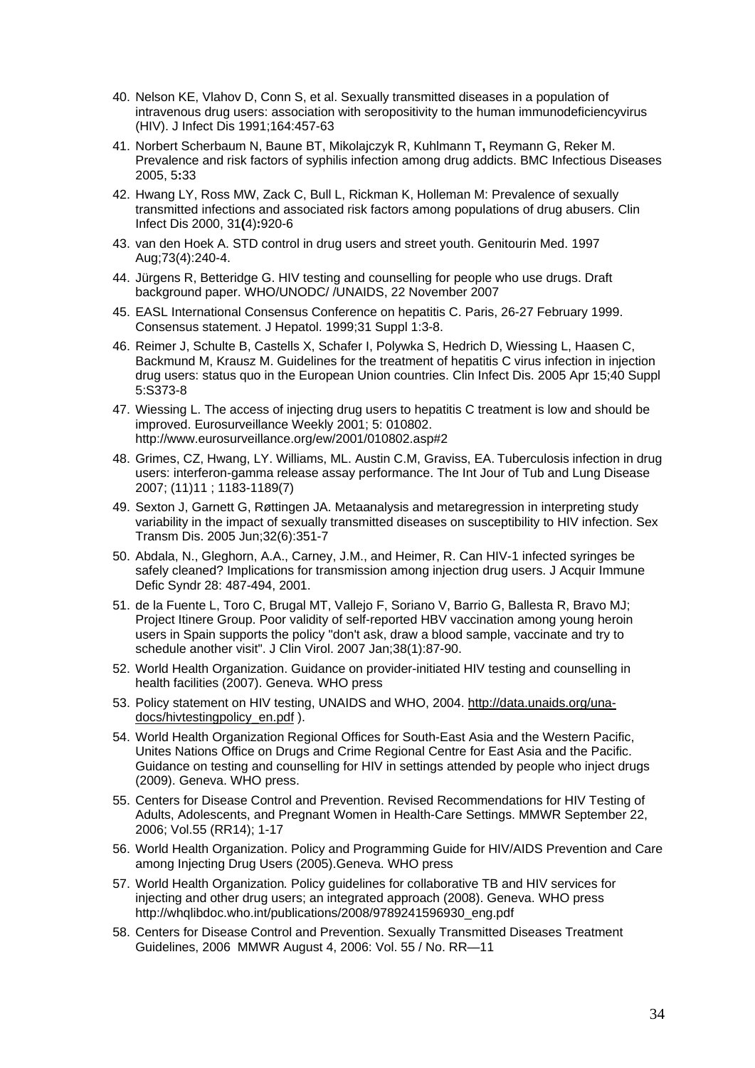40. Nelson KE, Vlahov D, Conn S, et al. Sexually transmitted diseases in a population of intravenous drug users: association with seropositivity to the human immunodeficiencyvirus (HIV). J Infect Dis 1991;164:457-63
41. Norbert Scherbaum N, Baune BT, Mikolajczyk R, Kuhlmann T, Reymann G, Reker M. Prevalence and risk factors of syphilis infection among drug addicts. BMC Infectious Diseases 2005, 5:33
42. Hwang LY, Ross MW, Zack C, Bull L, Rickman K, Holleman M: Prevalence of sexually transmitted infections and associated risk factors among populations of drug abusers. Clin Infect Dis 2000, 31(4):920-6
43. van den Hoek A. STD control in drug users and street youth. Genitourin Med. 1997 Aug;73(4):240-4.
44. Jürgens R, Betteridge G. HIV testing and counselling for people who use drugs. Draft background paper. WHO/UNODC/ /UNAIDS, 22 November 2007
45. EASL International Consensus Conference on hepatitis C. Paris, 26-27 February 1999. Consensus statement. J Hepatol. 1999;31 Suppl 1:3-8.
46. Reimer J, Schulte B, Castells X, Schafer I, Polywka S, Hedrich D, Wiessing L, Haasen C, Backmund M, Krausz M. Guidelines for the treatment of hepatitis C virus infection in injection drug users: status quo in the European Union countries. Clin Infect Dis. 2005 Apr 15;40 Suppl 5:S373-8
47. Wiessing L. The access of injecting drug users to hepatitis C treatment is low and should be improved. Eurosurveillance Weekly 2001; 5: 010802. http://www.eurosurveillance.org/ew/2001/010802.asp#2
48. Grimes, CZ, Hwang, LY. Williams, ML. Austin C.M, Graviss, EA. Tuberculosis infection in drug users: interferon-gamma release assay performance. The Int Jour of Tub and Lung Disease 2007; (11)11 ; 1183-1189(7)
49. Sexton J, Garnett G, Røttingen JA. Metaanalysis and metaregression in interpreting study variability in the impact of sexually transmitted diseases on susceptibility to HIV infection. Sex Transm Dis. 2005 Jun;32(6):351-7
50. Abdala, N., Gleghorn, A.A., Carney, J.M., and Heimer, R. Can HIV-1 infected syringes be safely cleaned? Implications for transmission among injection drug users. J Acquir Immune Defic Syndr 28: 487-494, 2001.
51. de la Fuente L, Toro C, Brugal MT, Vallejo F, Soriano V, Barrio G, Ballesta R, Bravo MJ; Project Itinere Group. Poor validity of self-reported HBV vaccination among young heroin users in Spain supports the policy "don't ask, draw a blood sample, vaccinate and try to schedule another visit". J Clin Virol. 2007 Jan;38(1):87-90.
52. World Health Organization. Guidance on provider-initiated HIV testing and counselling in health facilities (2007). Geneva. WHO press
53. Policy statement on HIV testing, UNAIDS and WHO, 2004. http://data.unaids.org/una-docs/hivtestingpolicy_en.pdf ).
54. World Health Organization Regional Offices for South-East Asia and the Western Pacific, Unites Nations Office on Drugs and Crime Regional Centre for East Asia and the Pacific. Guidance on testing and counselling for HIV in settings attended by people who inject drugs (2009). Geneva. WHO press.
55. Centers for Disease Control and Prevention. Revised Recommendations for HIV Testing of Adults, Adolescents, and Pregnant Women in Health-Care Settings. MMWR September 22, 2006; Vol.55 (RR14); 1-17
56. World Health Organization. Policy and Programming Guide for HIV/AIDS Prevention and Care among Injecting Drug Users (2005).Geneva. WHO press
57. World Health Organization. Policy guidelines for collaborative TB and HIV services for injecting and other drug users; an integrated approach (2008). Geneva. WHO press http://whqlibdoc.who.int/publications/2008/9789241596930_eng.pdf
58. Centers for Disease Control and Prevention. Sexually Transmitted Diseases Treatment Guidelines, 2006 MMWR August 4, 2006: Vol. 55 / No. RR—11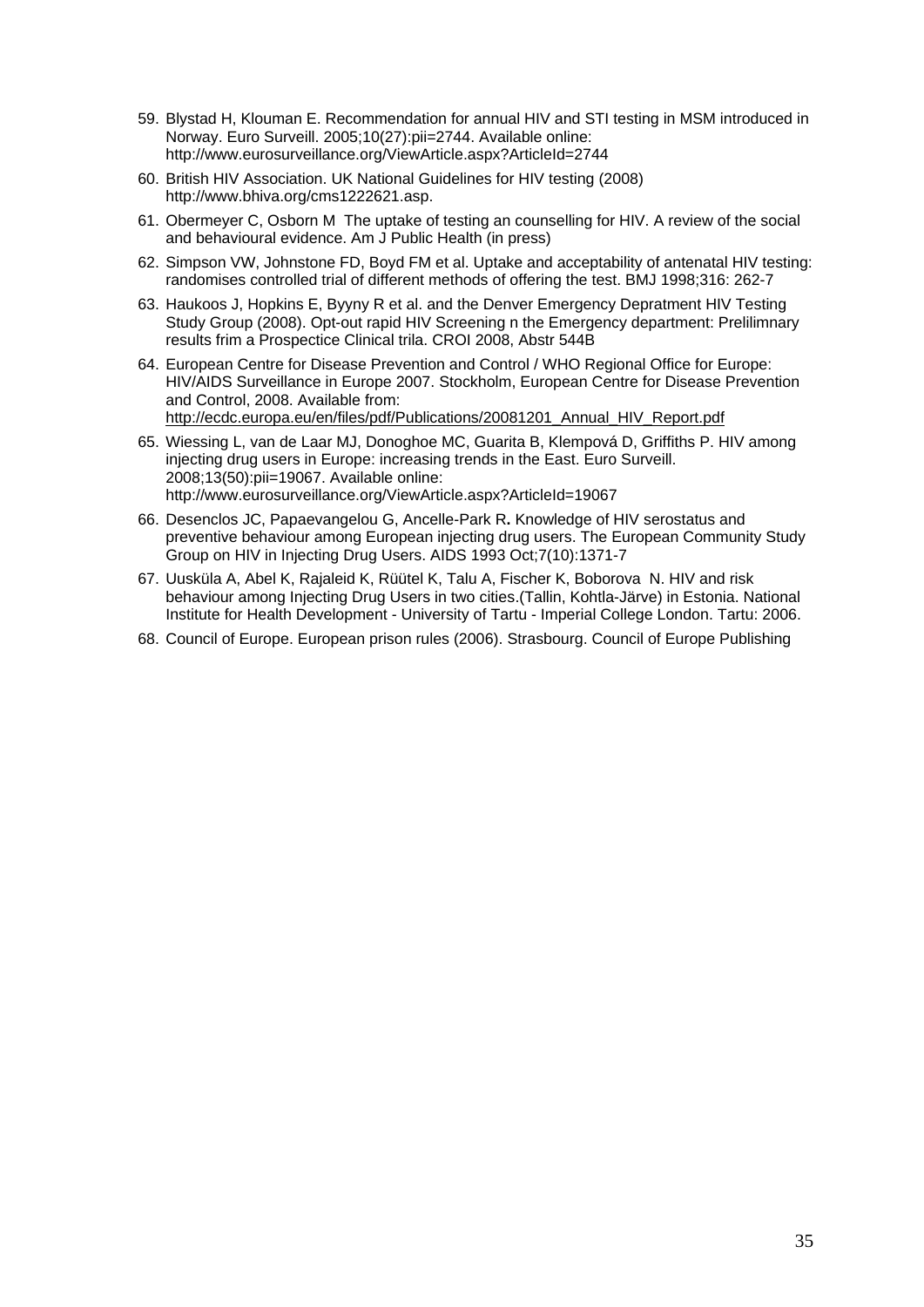59. Blystad H, Klouman E. Recommendation for annual HIV and STI testing in MSM introduced in Norway. Euro Surveill. 2005;10(27):pii=2744. Available online: http://www.eurosurveillance.org/ViewArticle.aspx?ArticleId=2744

60. British HIV Association. UK National Guidelines for HIV testing (2008) http://www.bhiva.org/cms1222621.asp.

61. Obermeyer C, Osborn M The uptake of testing an counselling for HIV. A review of the social and behavioural evidence. Am J Public Health (in press)

62. Simpson VW, Johnstone FD, Boyd FM et al. Uptake and acceptability of antenatal HIV testing: randomises controlled trial of different methods of offering the test. BMJ 1998;316: 262-7

63. Haukoos J, Hopkins E, Byyny R et al. and the Denver Emergency Depratment HIV Testing Study Group (2008). Opt-out rapid HIV Screening n the Emergency department: Prelilimnary results frim a Prospectice Clinical trila. CROI 2008, Abstr 544B

64. European Centre for Disease Prevention and Control / WHO Regional Office for Europe: HIV/AIDS Surveillance in Europe 2007. Stockholm, European Centre for Disease Prevention and Control, 2008. Available from: http://ecdc.europa.eu/en/files/pdf/Publications/20081201_Annual_HIV_Report.pdf

65. Wiessing L, van de Laar MJ, Donoghoe MC, Guarita B, Klempová D, Griffiths P. HIV among injecting drug users in Europe: increasing trends in the East. Euro Surveill. 2008;13(50):pii=19067. Available online: http://www.eurosurveillance.org/ViewArticle.aspx?ArticleId=19067

66. Desenclos JC, Papaevangelou G, Ancelle-Park R**.** Knowledge of HIV serostatus and preventive behaviour among European injecting drug users. The European Community Study Group on HIV in Injecting Drug Users. AIDS 1993 Oct;7(10):1371-7

67. Uusküla A, Abel K, Rajaleid K, Rüütel K, Talu A, Fischer K, Boborova N. HIV and risk behaviour among Injecting Drug Users in two cities.(Tallin, Kohtla-Järve) in Estonia. National Institute for Health Development - University of Tartu - Imperial College London. Tartu: 2006.

68. Council of Europe. European prison rules (2006). Strasbourg. Council of Europe Publishing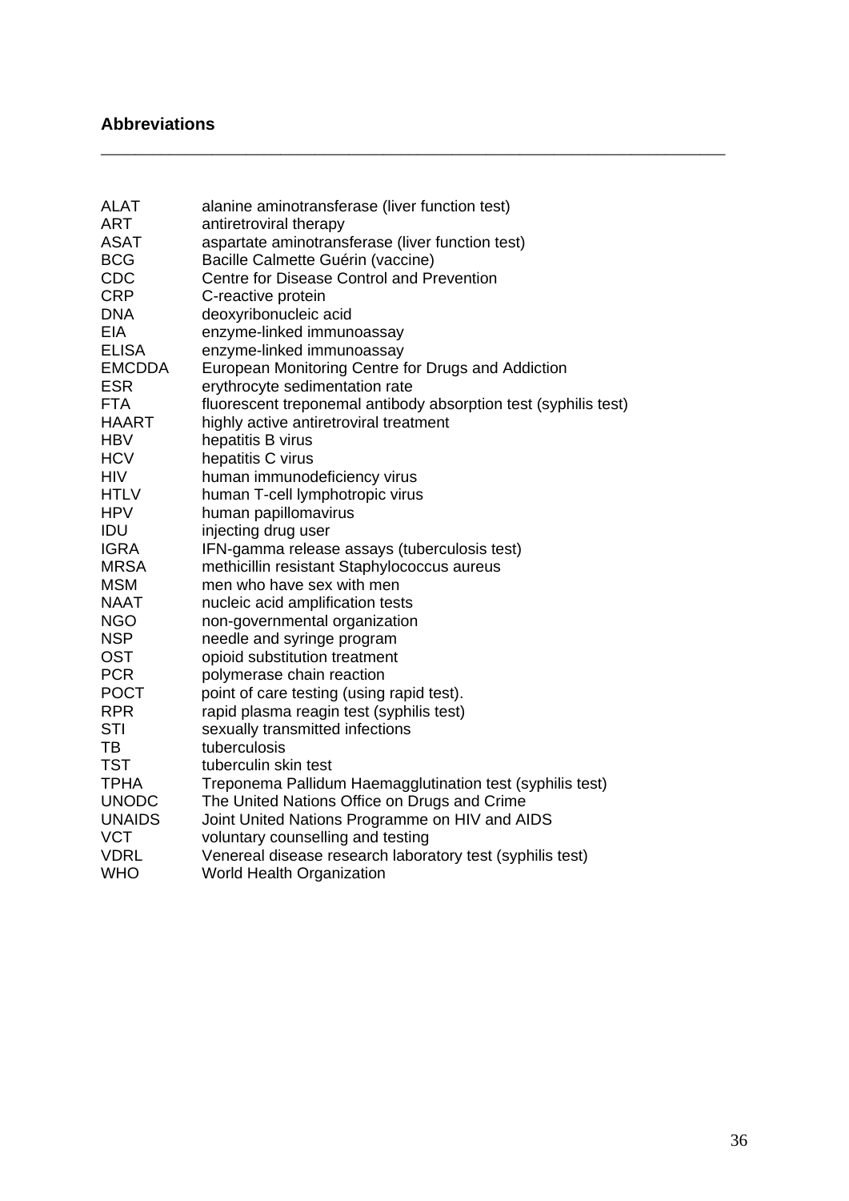## Abbreviations

| | |
|---|---|
| ALAT | alanine aminotransferase (liver function test) |
| ART | antiretroviral therapy |
| ASAT | aspartate aminotransferase (liver function test) |
| BCG | Bacille Calmette Guérin (vaccine) |
| CDC | Centre for Disease Control and Prevention |
| CRP | C-reactive protein |
| DNA | deoxyribonucleic acid |
| EIA | enzyme-linked immunoassay |
| ELISA | enzyme-linked immunoassay |
| EMCDDA | European Monitoring Centre for Drugs and Addiction |
| ESR | erythrocyte sedimentation rate |
| FTA | fluorescent treponemal antibody absorption test (syphilis test) |
| HAART | highly active antiretroviral treatment |
| HBV | hepatitis B virus |
| HCV | hepatitis C virus |
| HIV | human immunodeficiency virus |
| HTLV | human T-cell lymphotropic virus |
| HPV | human papillomavirus |
| IDU | injecting drug user |
| IGRA | IFN-gamma release assays (tuberculosis test) |
| MRSA | methicillin resistant Staphylococcus aureus |
| MSM | men who have sex with men |
| NAAT | nucleic acid amplification tests |
| NGO | non-governmental organization |
| NSP | needle and syringe program |
| OST | opioid substitution treatment |
| PCR | polymerase chain reaction |
| POCT | point of care testing (using rapid test). |
| RPR | rapid plasma reagin test (syphilis test) |
| STI | sexually transmitted infections |
| TB | tuberculosis |
| TST | tuberculin skin test |
| TPHA | Treponema Pallidum Haemagglutination test (syphilis test) |
| UNODC | The United Nations Office on Drugs and Crime |
| UNAIDS | Joint United Nations Programme on HIV and AIDS |
| VCT | voluntary counselling and testing |
| VDRL | Venereal disease research laboratory test (syphilis test) |
| WHO | World Health Organization |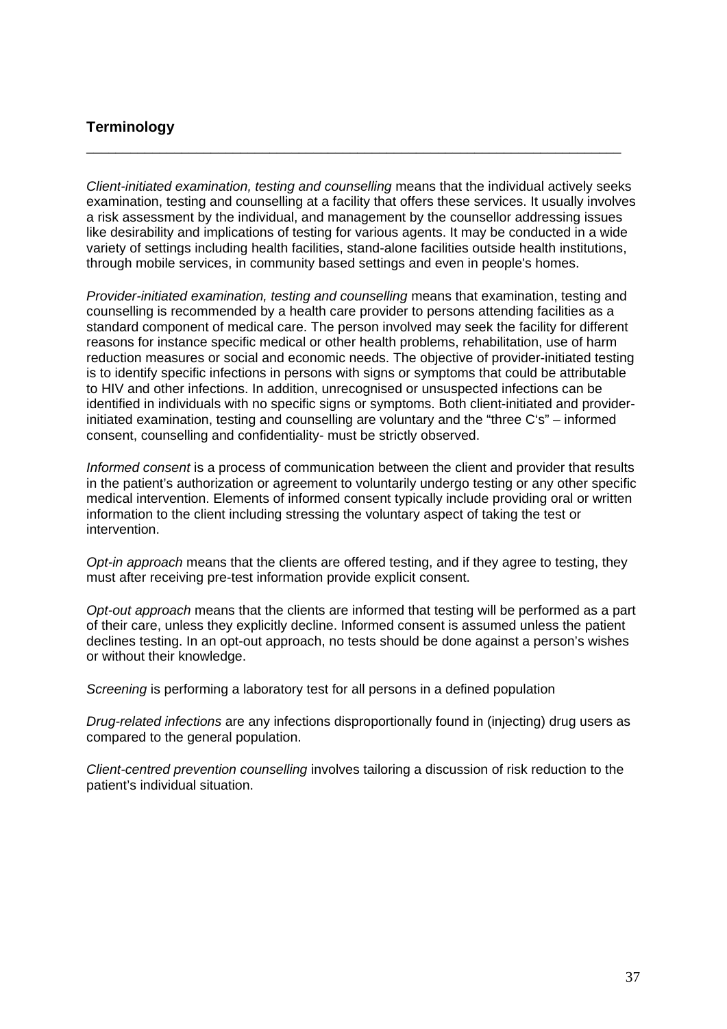## Terminology

---

*Client-initiated examination, testing and counselling* means that the individual actively seeks examination, testing and counselling at a facility that offers these services. It usually involves a risk assessment by the individual, and management by the counsellor addressing issues like desirability and implications of testing for various agents. It may be conducted in a wide variety of settings including health facilities, stand-alone facilities outside health institutions, through mobile services, in community based settings and even in people's homes.

*Provider-initiated examination, testing and counselling* means that examination, testing and counselling is recommended by a health care provider to persons attending facilities as a standard component of medical care. The person involved may seek the facility for different reasons for instance specific medical or other health problems, rehabilitation, use of harm reduction measures or social and economic needs. The objective of provider-initiated testing is to identify specific infections in persons with signs or symptoms that could be attributable to HIV and other infections. In addition, unrecognised or unsuspected infections can be identified in individuals with no specific signs or symptoms. Both client-initiated and provider-initiated examination, testing and counselling are voluntary and the "three C's" – informed consent, counselling and confidentiality- must be strictly observed.

*Informed consent* is a process of communication between the client and provider that results in the patient's authorization or agreement to voluntarily undergo testing or any other specific medical intervention. Elements of informed consent typically include providing oral or written information to the client including stressing the voluntary aspect of taking the test or intervention.

*Opt-in approach* means that the clients are offered testing, and if they agree to testing, they must after receiving pre-test information provide explicit consent.

*Opt-out approach* means that the clients are informed that testing will be performed as a part of their care, unless they explicitly decline. Informed consent is assumed unless the patient declines testing. In an opt-out approach, no tests should be done against a person's wishes or without their knowledge.

*Screening* is performing a laboratory test for all persons in a defined population

*Drug-related infections* are any infections disproportionally found in (injecting) drug users as compared to the general population.

*Client-centred prevention counselling* involves tailoring a discussion of risk reduction to the patient's individual situation.